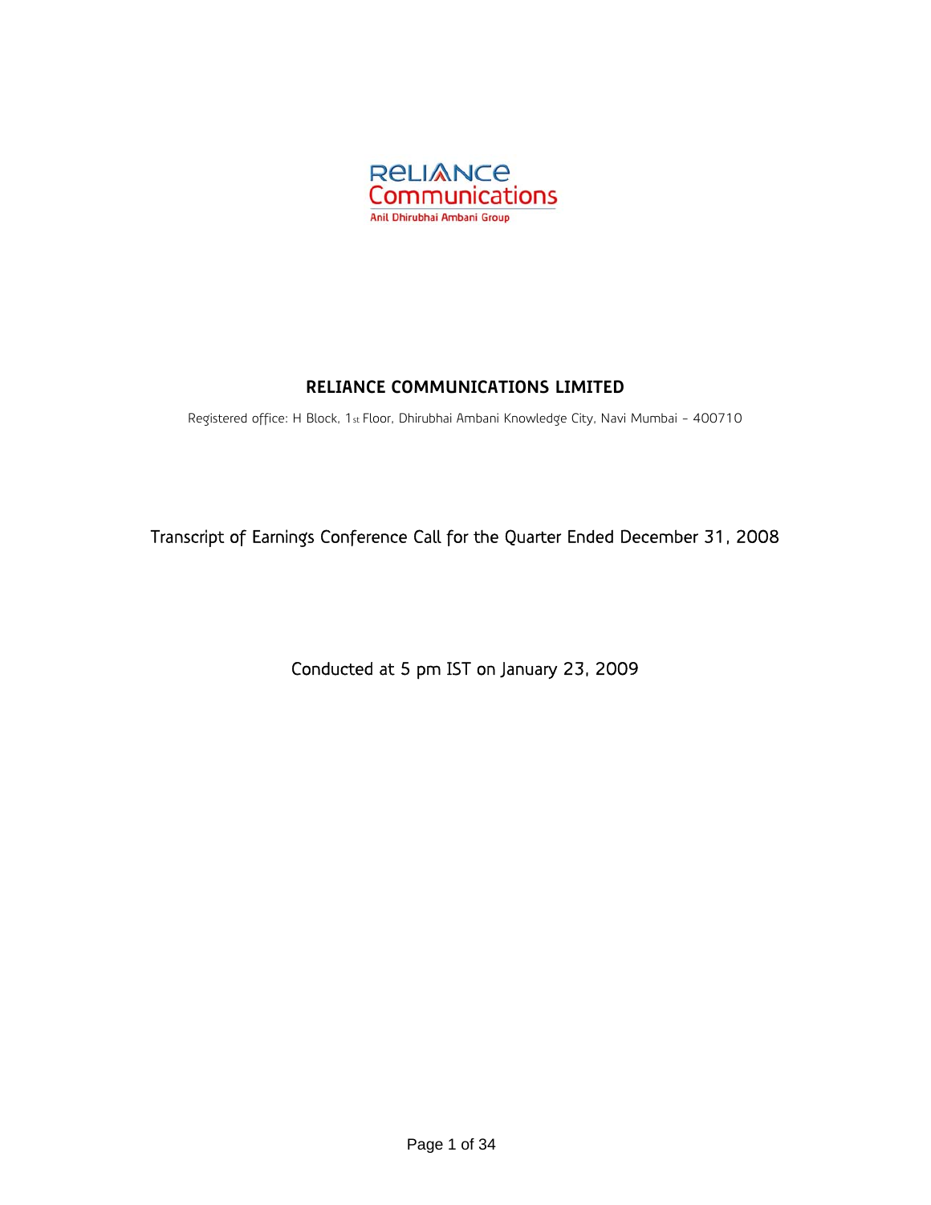RELIANCE Communications

Anil Dhirubhai Ambani Group

# RELIANCE COMMUNICATIONS LIMITED

Registered office: H Block, 1st Floor, Dhirubhai Ambani Knowledge City, Navi Mumbai - 400710

## Transcript of Earnings Conference Call for the Quarter Ended December 31, 2008

Conducted at 5 pm IST on January 23, 2009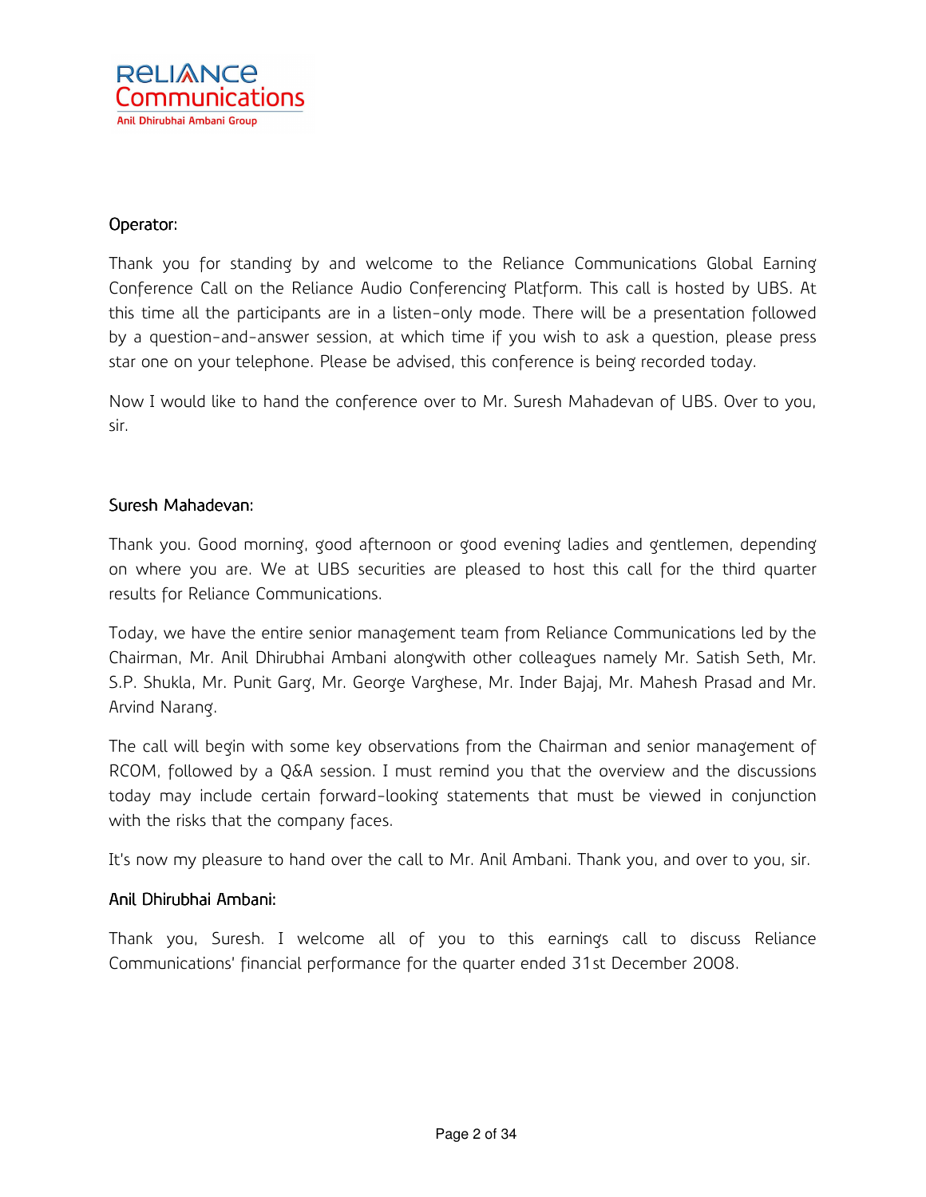**Operator:**

Thank you for standing by and welcome to the Reliance Communications Global Earning Conference Call on the Reliance Audio Conferencing Platform. This call is hosted by UBS. At this time all the participants are in a listen-only mode. There will be a presentation followed by a question-and-answer session, at which time if you wish to ask a question, please press star one on your telephone. Please be advised, this conference is being recorded today.

Now I would like to hand the conference over to Mr. Suresh Mahadevan of UBS. Over to you, sir.

**Suresh Mahadevan:**

Thank you. Good morning, good afternoon or good evening ladies and gentlemen, depending on where you are. We at UBS securities are pleased to host this call for the third quarter results for Reliance Communications.

Today, we have the entire senior management team from Reliance Communications led by the Chairman, Mr. Anil Dhirubhai Ambani alongwith other colleagues namely Mr. Satish Seth, Mr. S.P. Shukla, Mr. Punit Garg, Mr. George Varghese, Mr. Inder Bajaj, Mr. Mahesh Prasad and Mr. Arvind Narang.

The call will begin with some key observations from the Chairman and senior management of RCOM, followed by a Q&A session. I must remind you that the overview and the discussions today may include certain forward-looking statements that must be viewed in conjunction with the risks that the company faces.

It's now my pleasure to hand over the call to Mr. Anil Ambani. Thank you, and over to you, sir.

**Anil Dhirubhai Ambani:**

Thank you, Suresh. I welcome all of you to this earnings call to discuss Reliance Communications' financial performance for the quarter ended 31st December 2008.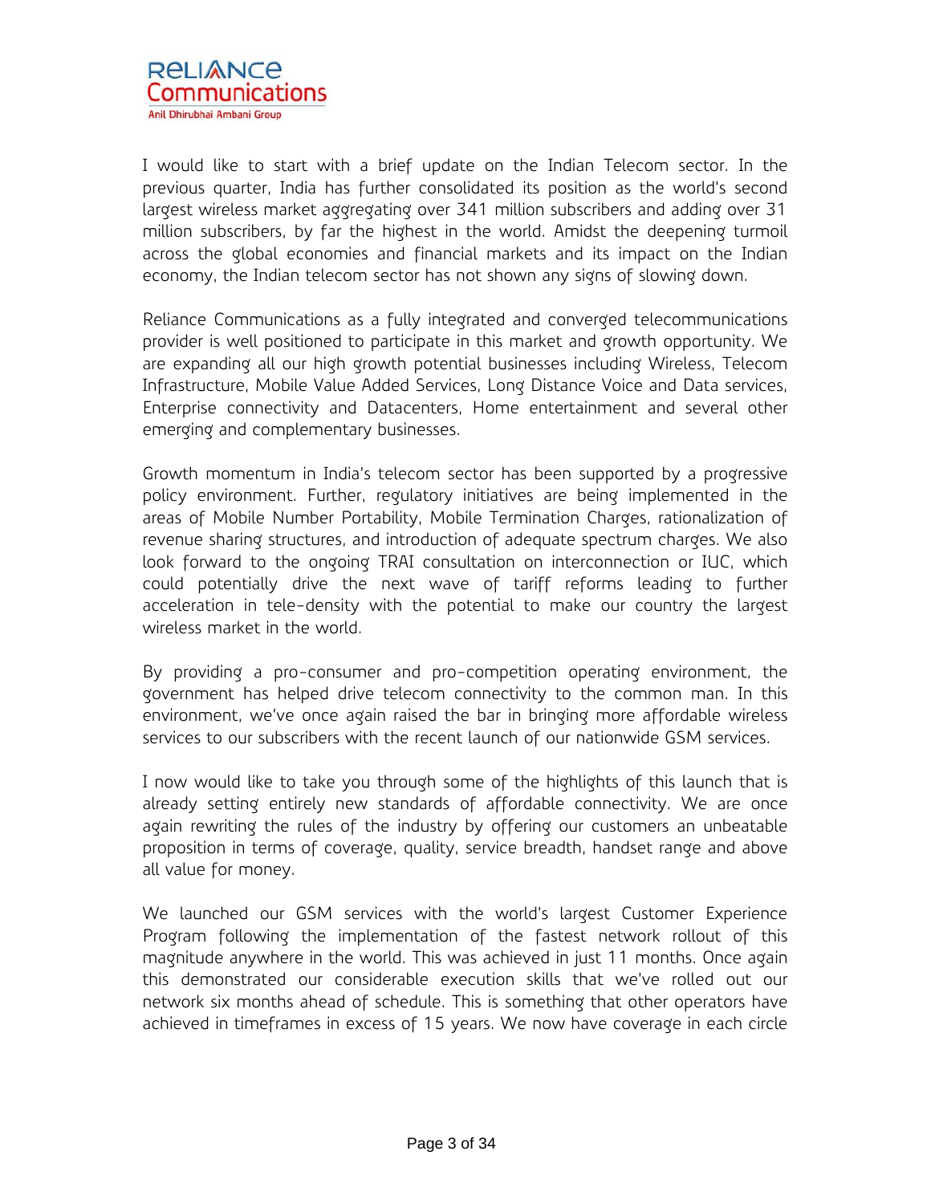I would like to start with a brief update on the Indian Telecom sector. In the previous quarter, India has further consolidated its position as the world's second largest wireless market aggregating over 341 million subscribers and adding over 31 million subscribers, by far the highest in the world. Amidst the deepening turmoil across the global economies and financial markets and its impact on the Indian economy, the Indian telecom sector has not shown any signs of slowing down.

Reliance Communications as a fully integrated and converged telecommunications provider is well positioned to participate in this market and growth opportunity. We are expanding all our high growth potential businesses including Wireless, Telecom Infrastructure, Mobile Value Added Services, Long Distance Voice and Data services, Enterprise connectivity and Datacenters, Home entertainment and several other emerging and complementary businesses.

Growth momentum in India's telecom sector has been supported by a progressive policy environment. Further, regulatory initiatives are being implemented in the areas of Mobile Number Portability, Mobile Termination Charges, rationalization of revenue sharing structures, and introduction of adequate spectrum charges. We also look forward to the ongoing TRAI consultation on interconnection or IUC, which could potentially drive the next wave of tariff reforms leading to further acceleration in tele-density with the potential to make our country the largest wireless market in the world.

By providing a pro-consumer and pro-competition operating environment, the government has helped drive telecom connectivity to the common man. In this environment, we've once again raised the bar in bringing more affordable wireless services to our subscribers with the recent launch of our nationwide GSM services.

I now would like to take you through some of the highlights of this launch that is already setting entirely new standards of affordable connectivity. We are once again rewriting the rules of the industry by offering our customers an unbeatable proposition in terms of coverage, quality, service breadth, handset range and above all value for money.

We launched our GSM services with the world's largest Customer Experience Program following the implementation of the fastest network rollout of this magnitude anywhere in the world. This was achieved in just 11 months. Once again this demonstrated our considerable execution skills that we've rolled out our network six months ahead of schedule. This is something that other operators have achieved in timeframes in excess of 15 years. We now have coverage in each circle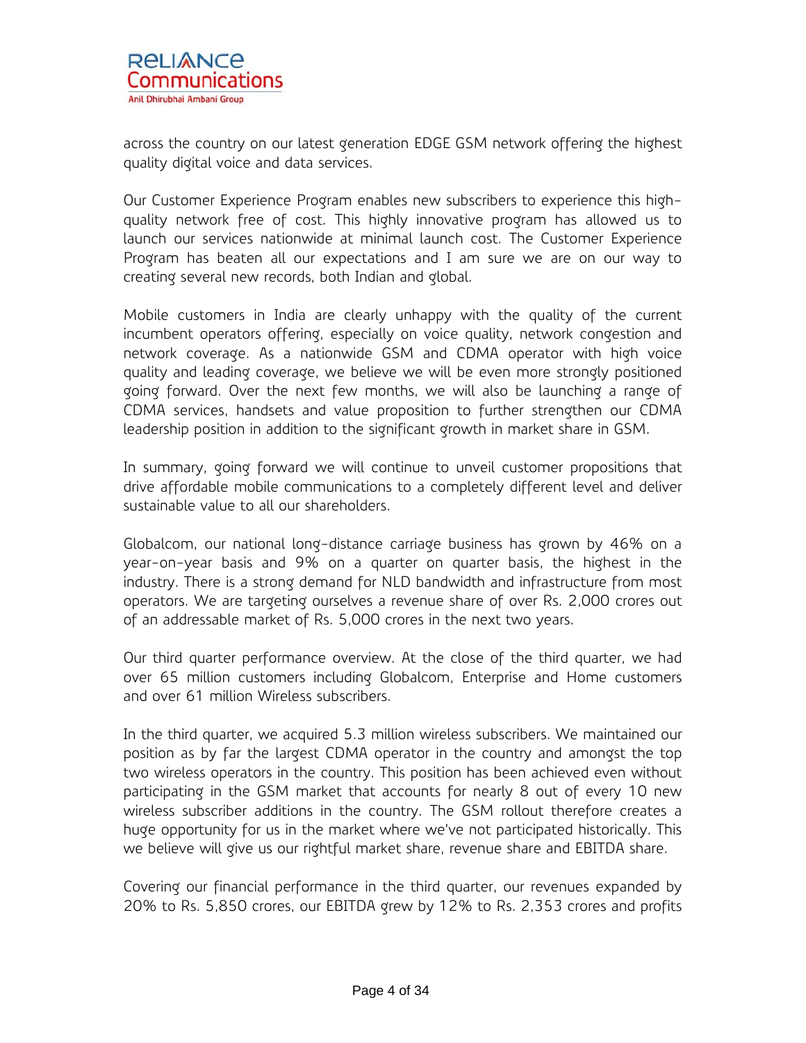across the country on our latest generation EDGE GSM network offering the highest quality digital voice and data services.

Our Customer Experience Program enables new subscribers to experience this high-quality network free of cost. This highly innovative program has allowed us to launch our services nationwide at minimal launch cost. The Customer Experience Program has beaten all our expectations and I am sure we are on our way to creating several new records, both Indian and global.

Mobile customers in India are clearly unhappy with the quality of the current incumbent operators offering, especially on voice quality, network congestion and network coverage. As a nationwide GSM and CDMA operator with high voice quality and leading coverage, we believe we will be even more strongly positioned going forward. Over the next few months, we will also be launching a range of CDMA services, handsets and value proposition to further strengthen our CDMA leadership position in addition to the significant growth in market share in GSM.

In summary, going forward we will continue to unveil customer propositions that drive affordable mobile communications to a completely different level and deliver sustainable value to all our shareholders.

Globalcom, our national long-distance carriage business has grown by 46% on a year-on-year basis and 9% on a quarter on quarter basis, the highest in the industry. There is a strong demand for NLD bandwidth and infrastructure from most operators. We are targeting ourselves a revenue share of over Rs. 2,000 crores out of an addressable market of Rs. 5,000 crores in the next two years.

Our third quarter performance overview. At the close of the third quarter, we had over 65 million customers including Globalcom, Enterprise and Home customers and over 61 million Wireless subscribers.

In the third quarter, we acquired 5.3 million wireless subscribers. We maintained our position as by far the largest CDMA operator in the country and amongst the top two wireless operators in the country. This position has been achieved even without participating in the GSM market that accounts for nearly 8 out of every 10 new wireless subscriber additions in the country. The GSM rollout therefore creates a huge opportunity for us in the market where we've not participated historically. This we believe will give us our rightful market share, revenue share and EBITDA share.

Covering our financial performance in the third quarter, our revenues expanded by 20% to Rs. 5,850 crores, our EBITDA grew by 12% to Rs. 2,353 crores and profits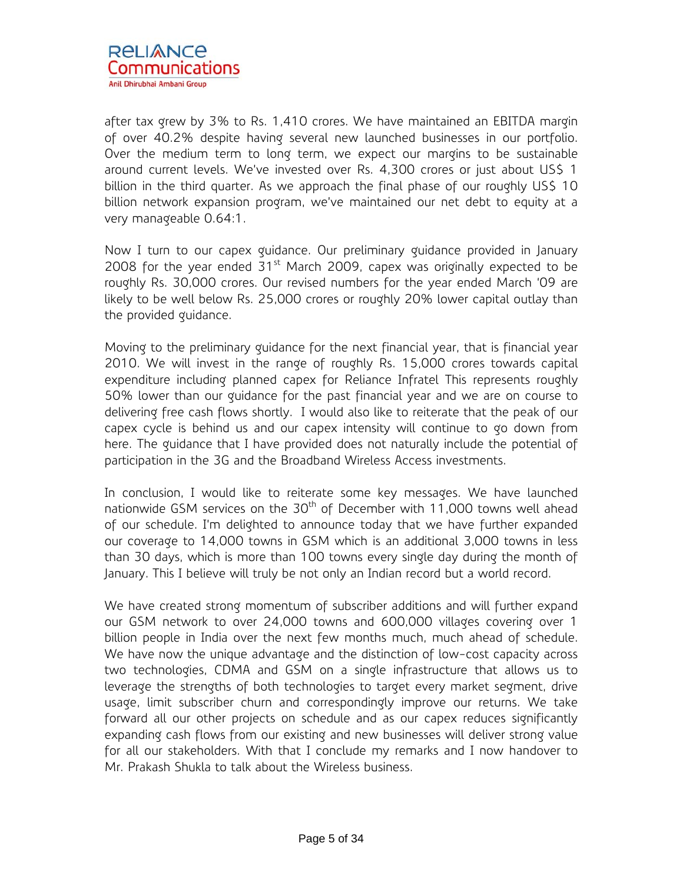after tax grew by 3% to Rs. 1,410 crores. We have maintained an EBITDA margin of over 40.2% despite having several new launched businesses in our portfolio. Over the medium term to long term, we expect our margins to be sustainable around current levels. We've invested over Rs. 4,300 crores or just about US$ 1 billion in the third quarter. As we approach the final phase of our roughly US$ 10 billion network expansion program, we've maintained our net debt to equity at a very manageable 0.64:1.

Now I turn to our capex guidance. Our preliminary guidance provided in January 2008 for the year ended 31st March 2009, capex was originally expected to be roughly Rs. 30,000 crores. Our revised numbers for the year ended March '09 are likely to be well below Rs. 25,000 crores or roughly 20% lower capital outlay than the provided guidance.

Moving to the preliminary guidance for the next financial year, that is financial year 2010. We will invest in the range of roughly Rs. 15,000 crores towards capital expenditure including planned capex for Reliance Infratel This represents roughly 50% lower than our guidance for the past financial year and we are on course to delivering free cash flows shortly. I would also like to reiterate that the peak of our capex cycle is behind us and our capex intensity will continue to go down from here. The guidance that I have provided does not naturally include the potential of participation in the 3G and the Broadband Wireless Access investments.

In conclusion, I would like to reiterate some key messages. We have launched nationwide GSM services on the 30th of December with 11,000 towns well ahead of our schedule. I'm delighted to announce today that we have further expanded our coverage to 14,000 towns in GSM which is an additional 3,000 towns in less than 30 days, which is more than 100 towns every single day during the month of January. This I believe will truly be not only an Indian record but a world record.

We have created strong momentum of subscriber additions and will further expand our GSM network to over 24,000 towns and 600,000 villages covering over 1 billion people in India over the next few months much, much ahead of schedule. We have now the unique advantage and the distinction of low-cost capacity across two technologies, CDMA and GSM on a single infrastructure that allows us to leverage the strengths of both technologies to target every market segment, drive usage, limit subscriber churn and correspondingly improve our returns. We take forward all our other projects on schedule and as our capex reduces significantly expanding cash flows from our existing and new businesses will deliver strong value for all our stakeholders. With that I conclude my remarks and I now handover to Mr. Prakash Shukla to talk about the Wireless business.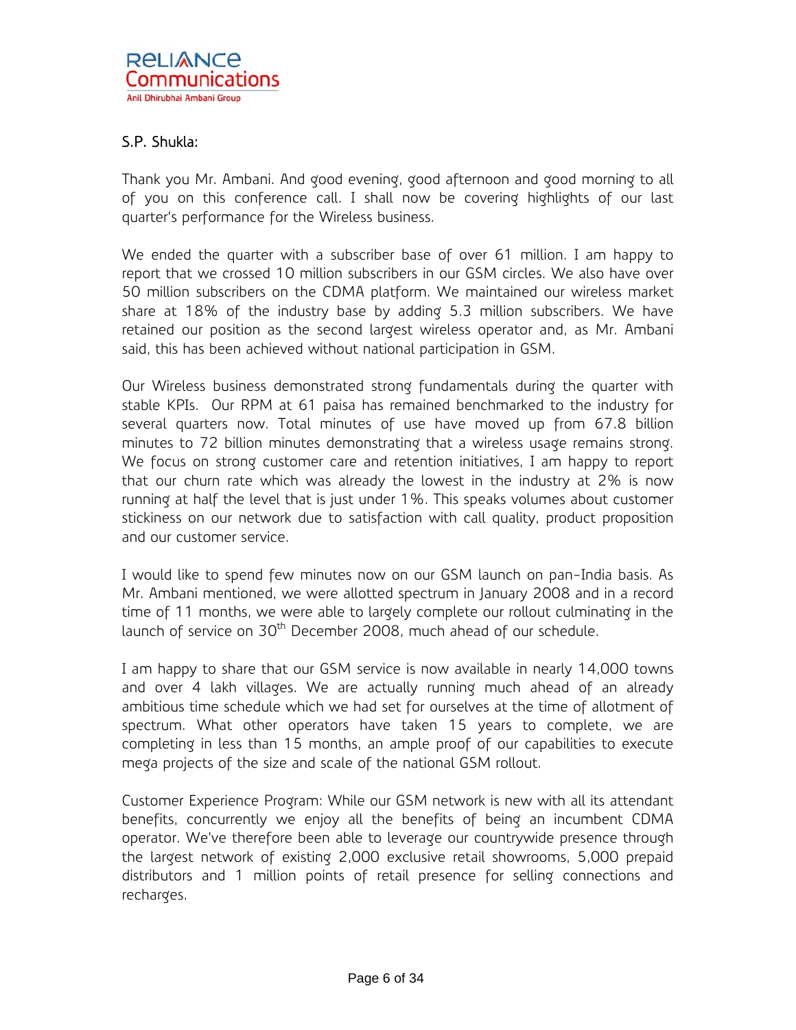S.P. Shukla:

Thank you Mr. Ambani. And good evening, good afternoon and good morning to all of you on this conference call. I shall now be covering highlights of our last quarter's performance for the Wireless business.

We ended the quarter with a subscriber base of over 61 million. I am happy to report that we crossed 10 million subscribers in our GSM circles. We also have over 50 million subscribers on the CDMA platform. We maintained our wireless market share at 18% of the industry base by adding 5.3 million subscribers. We have retained our position as the second largest wireless operator and, as Mr. Ambani said, this has been achieved without national participation in GSM.

Our Wireless business demonstrated strong fundamentals during the quarter with stable KPIs. Our RPM at 61 paisa has remained benchmarked to the industry for several quarters now. Total minutes of use have moved up from 67.8 billion minutes to 72 billion minutes demonstrating that a wireless usage remains strong. We focus on strong customer care and retention initiatives, I am happy to report that our churn rate which was already the lowest in the industry at 2% is now running at half the level that is just under 1%. This speaks volumes about customer stickiness on our network due to satisfaction with call quality, product proposition and our customer service.

I would like to spend few minutes now on our GSM launch on pan-India basis. As Mr. Ambani mentioned, we were allotted spectrum in January 2008 and in a record time of 11 months, we were able to largely complete our rollout culminating in the launch of service on 30th December 2008, much ahead of our schedule.

I am happy to share that our GSM service is now available in nearly 14,000 towns and over 4 lakh villages. We are actually running much ahead of an already ambitious time schedule which we had set for ourselves at the time of allotment of spectrum. What other operators have taken 15 years to complete, we are completing in less than 15 months, an ample proof of our capabilities to execute mega projects of the size and scale of the national GSM rollout.

Customer Experience Program: While our GSM network is new with all its attendant benefits, concurrently we enjoy all the benefits of being an incumbent CDMA operator. We've therefore been able to leverage our countrywide presence through the largest network of existing 2,000 exclusive retail showrooms, 5,000 prepaid distributors and 1 million points of retail presence for selling connections and recharges.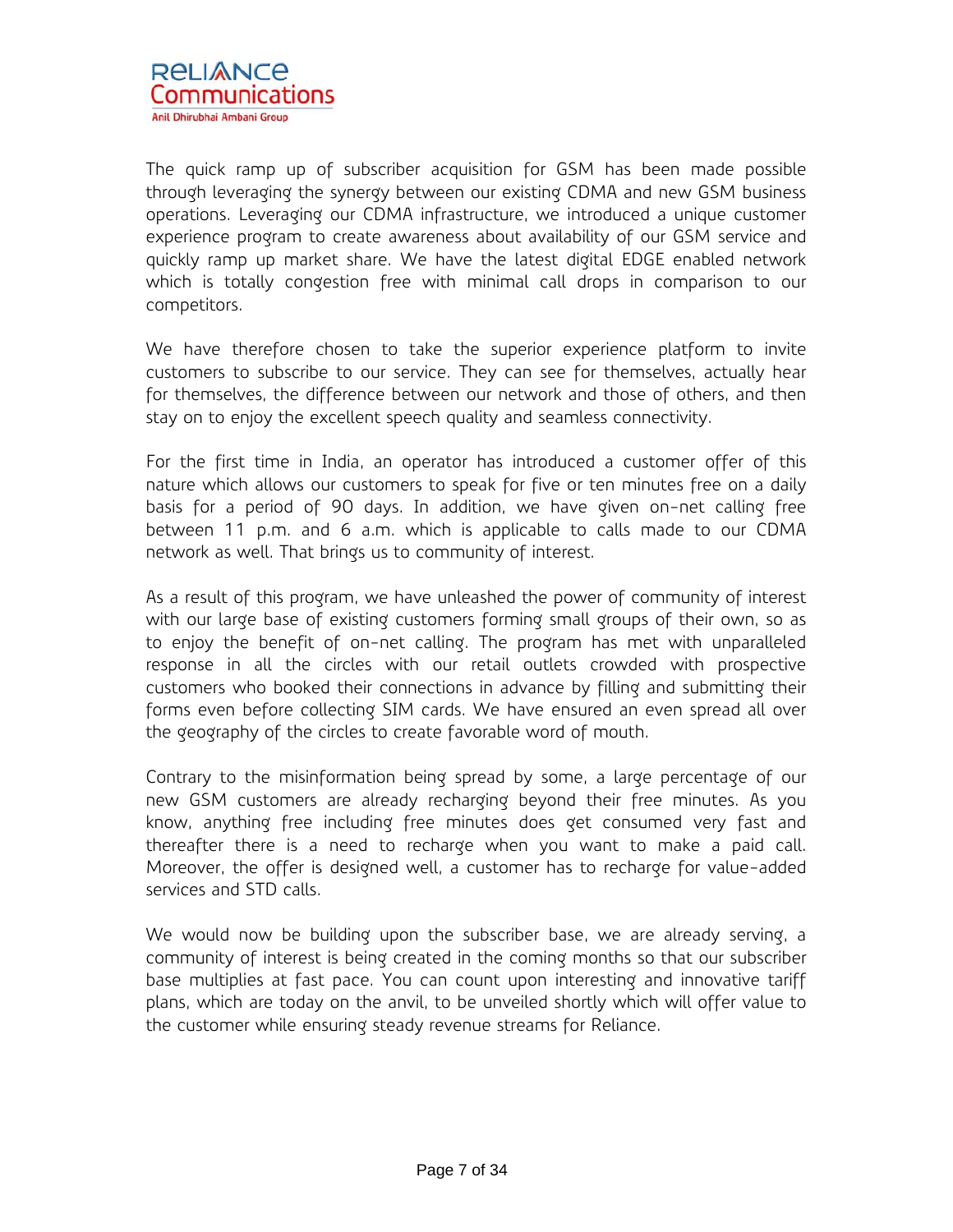The quick ramp up of subscriber acquisition for GSM has been made possible through leveraging the synergy between our existing CDMA and new GSM business operations. Leveraging our CDMA infrastructure, we introduced a unique customer experience program to create awareness about availability of our GSM service and quickly ramp up market share. We have the latest digital EDGE enabled network which is totally congestion free with minimal call drops in comparison to our competitors.

We have therefore chosen to take the superior experience platform to invite customers to subscribe to our service. They can see for themselves, actually hear for themselves, the difference between our network and those of others, and then stay on to enjoy the excellent speech quality and seamless connectivity.

For the first time in India, an operator has introduced a customer offer of this nature which allows our customers to speak for five or ten minutes free on a daily basis for a period of 90 days. In addition, we have given on-net calling free between 11 p.m. and 6 a.m. which is applicable to calls made to our CDMA network as well. That brings us to community of interest.

As a result of this program, we have unleashed the power of community of interest with our large base of existing customers forming small groups of their own, so as to enjoy the benefit of on-net calling. The program has met with unparalleled response in all the circles with our retail outlets crowded with prospective customers who booked their connections in advance by filling and submitting their forms even before collecting SIM cards. We have ensured an even spread all over the geography of the circles to create favorable word of mouth.

Contrary to the misinformation being spread by some, a large percentage of our new GSM customers are already recharging beyond their free minutes. As you know, anything free including free minutes does get consumed very fast and thereafter there is a need to recharge when you want to make a paid call. Moreover, the offer is designed well, a customer has to recharge for value-added services and STD calls.

We would now be building upon the subscriber base, we are already serving, a community of interest is being created in the coming months so that our subscriber base multiplies at fast pace. You can count upon interesting and innovative tariff plans, which are today on the anvil, to be unveiled shortly which will offer value to the customer while ensuring steady revenue streams for Reliance.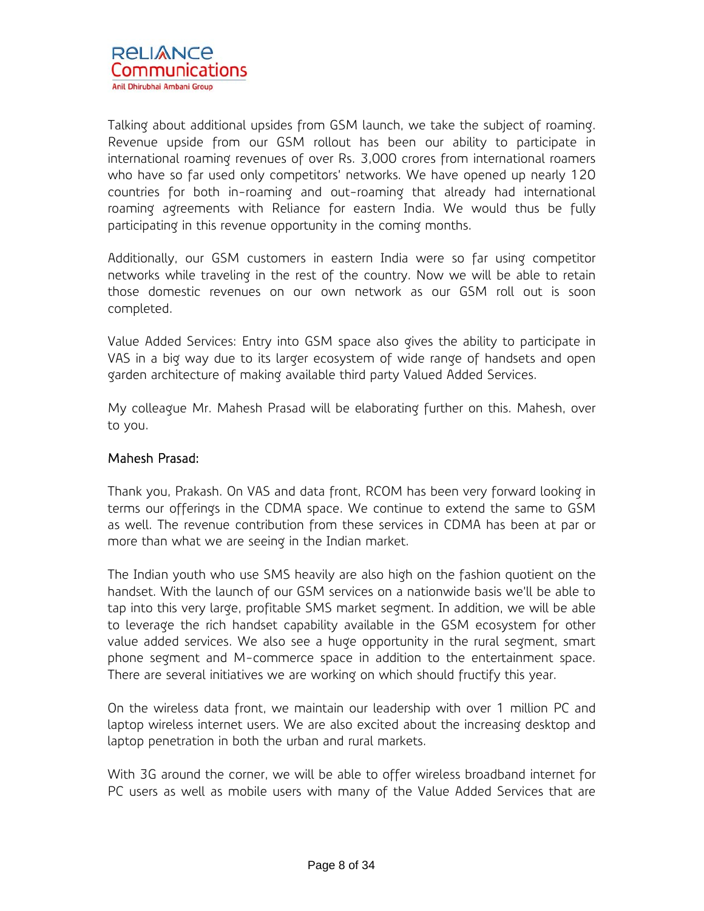Talking about additional upsides from GSM launch, we take the subject of roaming. Revenue upside from our GSM rollout has been our ability to participate in international roaming revenues of over Rs. 3,000 crores from international roamers who have so far used only competitors' networks. We have opened up nearly 120 countries for both in-roaming and out-roaming that already had international roaming agreements with Reliance for eastern India. We would thus be fully participating in this revenue opportunity in the coming months.

Additionally, our GSM customers in eastern India were so far using competitor networks while traveling in the rest of the country. Now we will be able to retain those domestic revenues on our own network as our GSM roll out is soon completed.

Value Added Services: Entry into GSM space also gives the ability to participate in VAS in a big way due to its larger ecosystem of wide range of handsets and open garden architecture of making available third party Valued Added Services.

My colleague Mr. Mahesh Prasad will be elaborating further on this. Mahesh, over to you.

Mahesh Prasad:

Thank you, Prakash. On VAS and data front, RCOM has been very forward looking in terms our offerings in the CDMA space. We continue to extend the same to GSM as well. The revenue contribution from these services in CDMA has been at par or more than what we are seeing in the Indian market.

The Indian youth who use SMS heavily are also high on the fashion quotient on the handset. With the launch of our GSM services on a nationwide basis we'll be able to tap into this very large, profitable SMS market segment. In addition, we will be able to leverage the rich handset capability available in the GSM ecosystem for other value added services. We also see a huge opportunity in the rural segment, smart phone segment and M-commerce space in addition to the entertainment space. There are several initiatives we are working on which should fructify this year.

On the wireless data front, we maintain our leadership with over 1 million PC and laptop wireless internet users. We are also excited about the increasing desktop and laptop penetration in both the urban and rural markets.

With 3G around the corner, we will be able to offer wireless broadband internet for PC users as well as mobile users with many of the Value Added Services that are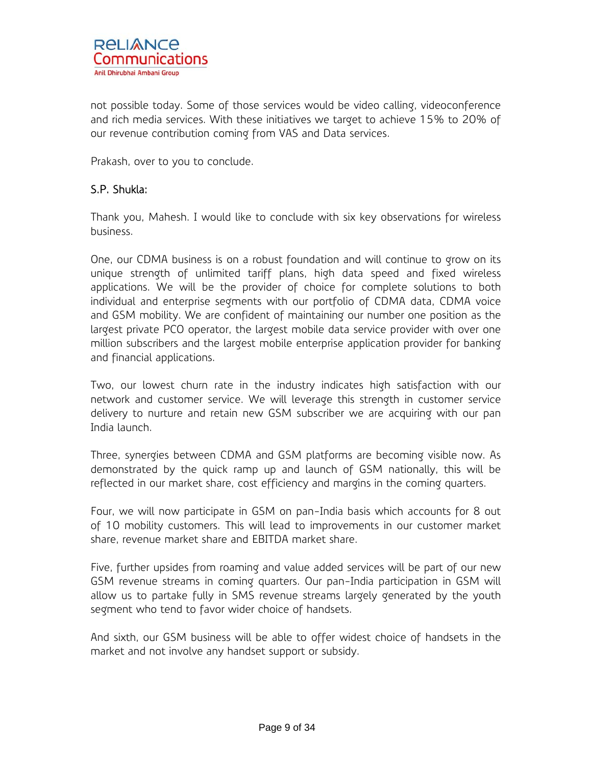not possible today. Some of those services would be video calling, videoconference and rich media services. With these initiatives we target to achieve 15% to 20% of our revenue contribution coming from VAS and Data services.

Prakash, over to you to conclude.

S.P. Shukla:

Thank you, Mahesh. I would like to conclude with six key observations for wireless business.

One, our CDMA business is on a robust foundation and will continue to grow on its unique strength of unlimited tariff plans, high data speed and fixed wireless applications. We will be the provider of choice for complete solutions to both individual and enterprise segments with our portfolio of CDMA data, CDMA voice and GSM mobility. We are confident of maintaining our number one position as the largest private PCO operator, the largest mobile data service provider with over one million subscribers and the largest mobile enterprise application provider for banking and financial applications.

Two, our lowest churn rate in the industry indicates high satisfaction with our network and customer service. We will leverage this strength in customer service delivery to nurture and retain new GSM subscriber we are acquiring with our pan India launch.

Three, synergies between CDMA and GSM platforms are becoming visible now. As demonstrated by the quick ramp up and launch of GSM nationally, this will be reflected in our market share, cost efficiency and margins in the coming quarters.

Four, we will now participate in GSM on pan-India basis which accounts for 8 out of 10 mobility customers. This will lead to improvements in our customer market share, revenue market share and EBITDA market share.

Five, further upsides from roaming and value added services will be part of our new GSM revenue streams in coming quarters. Our pan-India participation in GSM will allow us to partake fully in SMS revenue streams largely generated by the youth segment who tend to favor wider choice of handsets.

And sixth, our GSM business will be able to offer widest choice of handsets in the market and not involve any handset support or subsidy.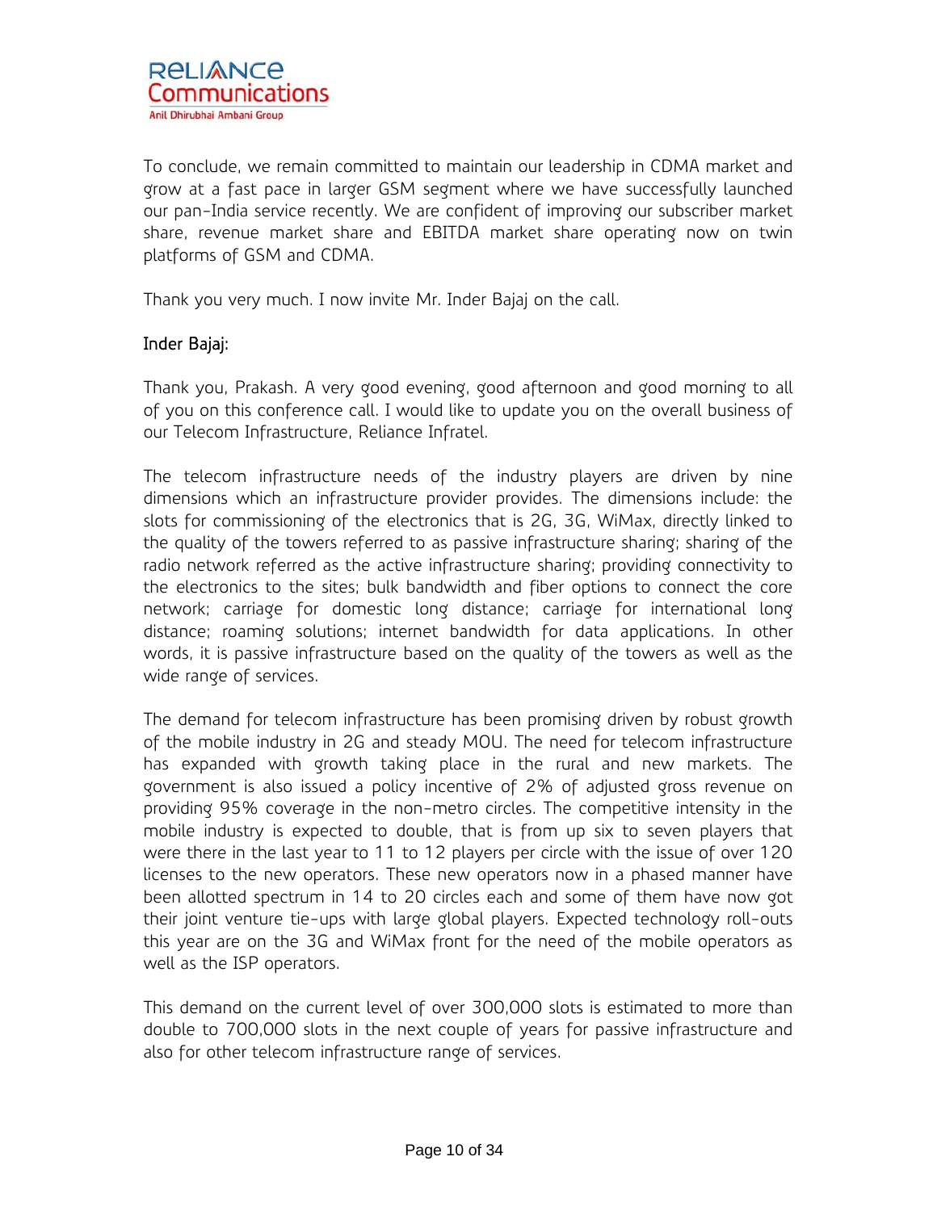To conclude, we remain committed to maintain our leadership in CDMA market and grow at a fast pace in larger GSM segment where we have successfully launched our pan-India service recently. We are confident of improving our subscriber market share, revenue market share and EBITDA market share operating now on twin platforms of GSM and CDMA.

Thank you very much. I now invite Mr. Inder Bajaj on the call.

**Inder Bajaj:**

Thank you, Prakash. A very good evening, good afternoon and good morning to all of you on this conference call. I would like to update you on the overall business of our Telecom Infrastructure, Reliance Infratel.

The telecom infrastructure needs of the industry players are driven by nine dimensions which an infrastructure provider provides. The dimensions include: the slots for commissioning of the electronics that is 2G, 3G, WiMax, directly linked to the quality of the towers referred to as passive infrastructure sharing; sharing of the radio network referred as the active infrastructure sharing; providing connectivity to the electronics to the sites; bulk bandwidth and fiber options to connect the core network; carriage for domestic long distance; carriage for international long distance; roaming solutions; internet bandwidth for data applications. In other words, it is passive infrastructure based on the quality of the towers as well as the wide range of services.

The demand for telecom infrastructure has been promising driven by robust growth of the mobile industry in 2G and steady MOU. The need for telecom infrastructure has expanded with growth taking place in the rural and new markets. The government is also issued a policy incentive of 2% of adjusted gross revenue on providing 95% coverage in the non-metro circles. The competitive intensity in the mobile industry is expected to double, that is from up six to seven players that were there in the last year to 11 to 12 players per circle with the issue of over 120 licenses to the new operators. These new operators now in a phased manner have been allotted spectrum in 14 to 20 circles each and some of them have now got their joint venture tie-ups with large global players. Expected technology roll-outs this year are on the 3G and WiMax front for the need of the mobile operators as well as the ISP operators.

This demand on the current level of over 300,000 slots is estimated to more than double to 700,000 slots in the next couple of years for passive infrastructure and also for other telecom infrastructure range of services.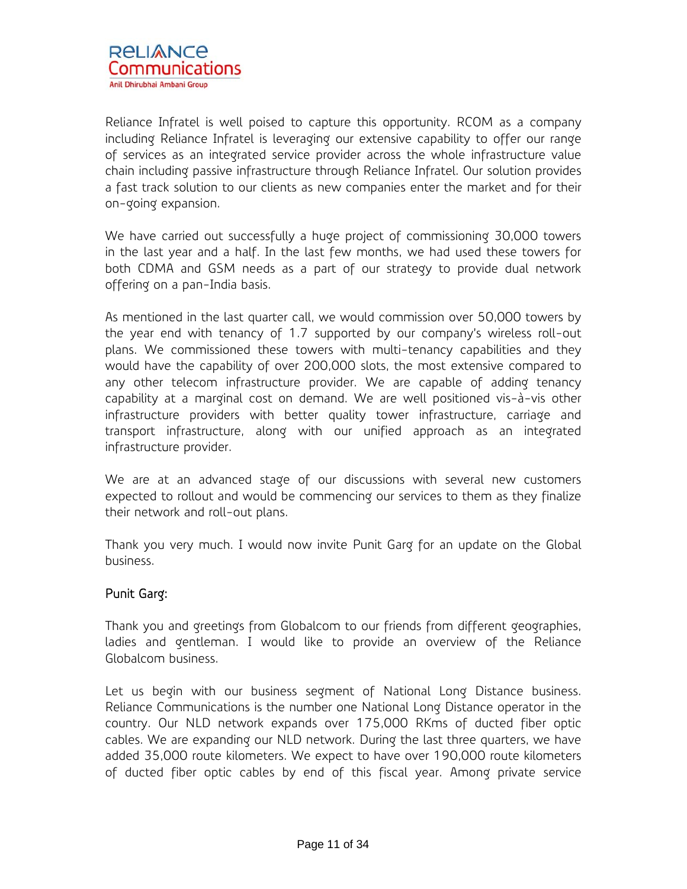Reliance Infratel is well poised to capture this opportunity. RCOM as a company including Reliance Infratel is leveraging our extensive capability to offer our range of services as an integrated service provider across the whole infrastructure value chain including passive infrastructure through Reliance Infratel. Our solution provides a fast track solution to our clients as new companies enter the market and for their on-going expansion.

We have carried out successfully a huge project of commissioning 30,000 towers in the last year and a half. In the last few months, we had used these towers for both CDMA and GSM needs as a part of our strategy to provide dual network offering on a pan-India basis.

As mentioned in the last quarter call, we would commission over 50,000 towers by the year end with tenancy of 1.7 supported by our company's wireless roll-out plans. We commissioned these towers with multi-tenancy capabilities and they would have the capability of over 200,000 slots, the most extensive compared to any other telecom infrastructure provider. We are capable of adding tenancy capability at a marginal cost on demand. We are well positioned vis-à-vis other infrastructure providers with better quality tower infrastructure, carriage and transport infrastructure, along with our unified approach as an integrated infrastructure provider.

We are at an advanced stage of our discussions with several new customers expected to rollout and would be commencing our services to them as they finalize their network and roll-out plans.

Thank you very much. I would now invite Punit Garg for an update on the Global business.

**Punit Garg:**

Thank you and greetings from Globalcom to our friends from different geographies, ladies and gentleman. I would like to provide an overview of the Reliance Globalcom business.

Let us begin with our business segment of National Long Distance business. Reliance Communications is the number one National Long Distance operator in the country. Our NLD network expands over 175,000 RKms of ducted fiber optic cables. We are expanding our NLD network. During the last three quarters, we have added 35,000 route kilometers. We expect to have over 190,000 route kilometers of ducted fiber optic cables by end of this fiscal year. Among private service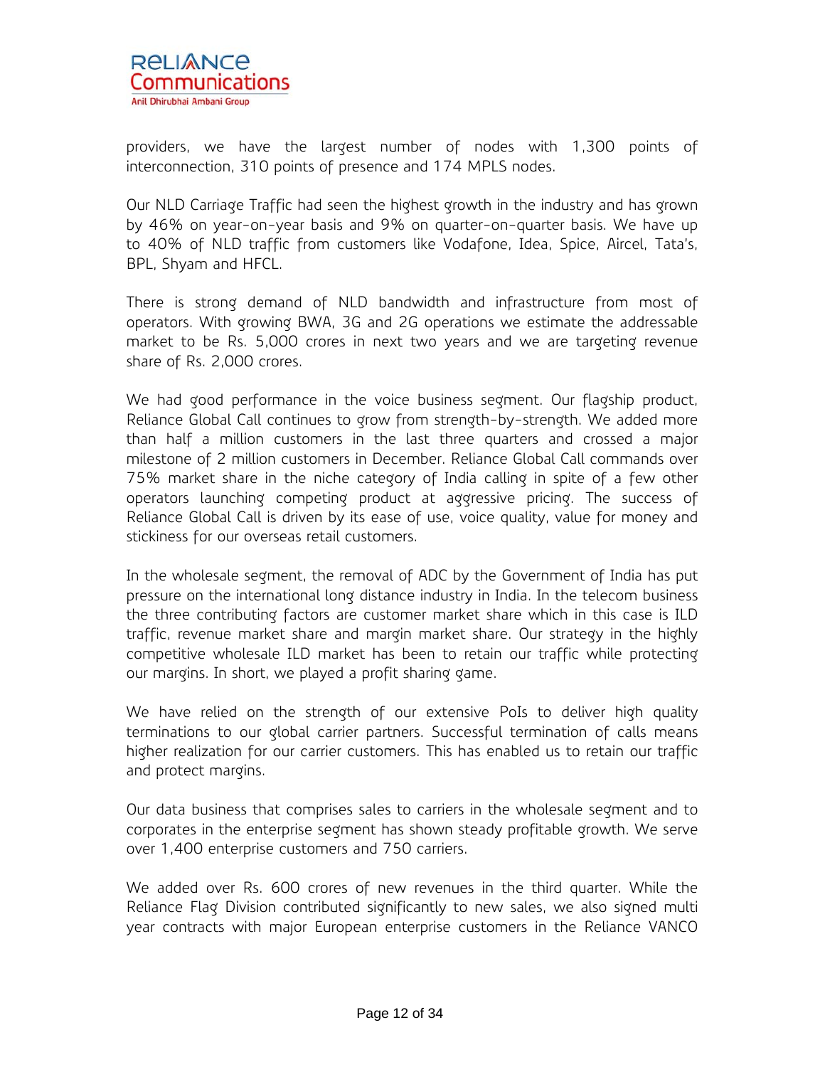providers, we have the largest number of nodes with 1,300 points of interconnection, 310 points of presence and 174 MPLS nodes.

Our NLD Carriage Traffic had seen the highest growth in the industry and has grown by 46% on year-on-year basis and 9% on quarter-on-quarter basis. We have up to 40% of NLD traffic from customers like Vodafone, Idea, Spice, Aircel, Tata's, BPL, Shyam and HFCL.

There is strong demand of NLD bandwidth and infrastructure from most of operators. With growing BWA, 3G and 2G operations we estimate the addressable market to be Rs. 5,000 crores in next two years and we are targeting revenue share of Rs. 2,000 crores.

We had good performance in the voice business segment. Our flagship product, Reliance Global Call continues to grow from strength-by-strength. We added more than half a million customers in the last three quarters and crossed a major milestone of 2 million customers in December. Reliance Global Call commands over 75% market share in the niche category of India calling in spite of a few other operators launching competing product at aggressive pricing. The success of Reliance Global Call is driven by its ease of use, voice quality, value for money and stickiness for our overseas retail customers.

In the wholesale segment, the removal of ADC by the Government of India has put pressure on the international long distance industry in India. In the telecom business the three contributing factors are customer market share which in this case is ILD traffic, revenue market share and margin market share. Our strategy in the highly competitive wholesale ILD market has been to retain our traffic while protecting our margins. In short, we played a profit sharing game.

We have relied on the strength of our extensive PoIs to deliver high quality terminations to our global carrier partners. Successful termination of calls means higher realization for our carrier customers. This has enabled us to retain our traffic and protect margins.

Our data business that comprises sales to carriers in the wholesale segment and to corporates in the enterprise segment has shown steady profitable growth. We serve over 1,400 enterprise customers and 750 carriers.

We added over Rs. 600 crores of new revenues in the third quarter. While the Reliance Flag Division contributed significantly to new sales, we also signed multi year contracts with major European enterprise customers in the Reliance VANCO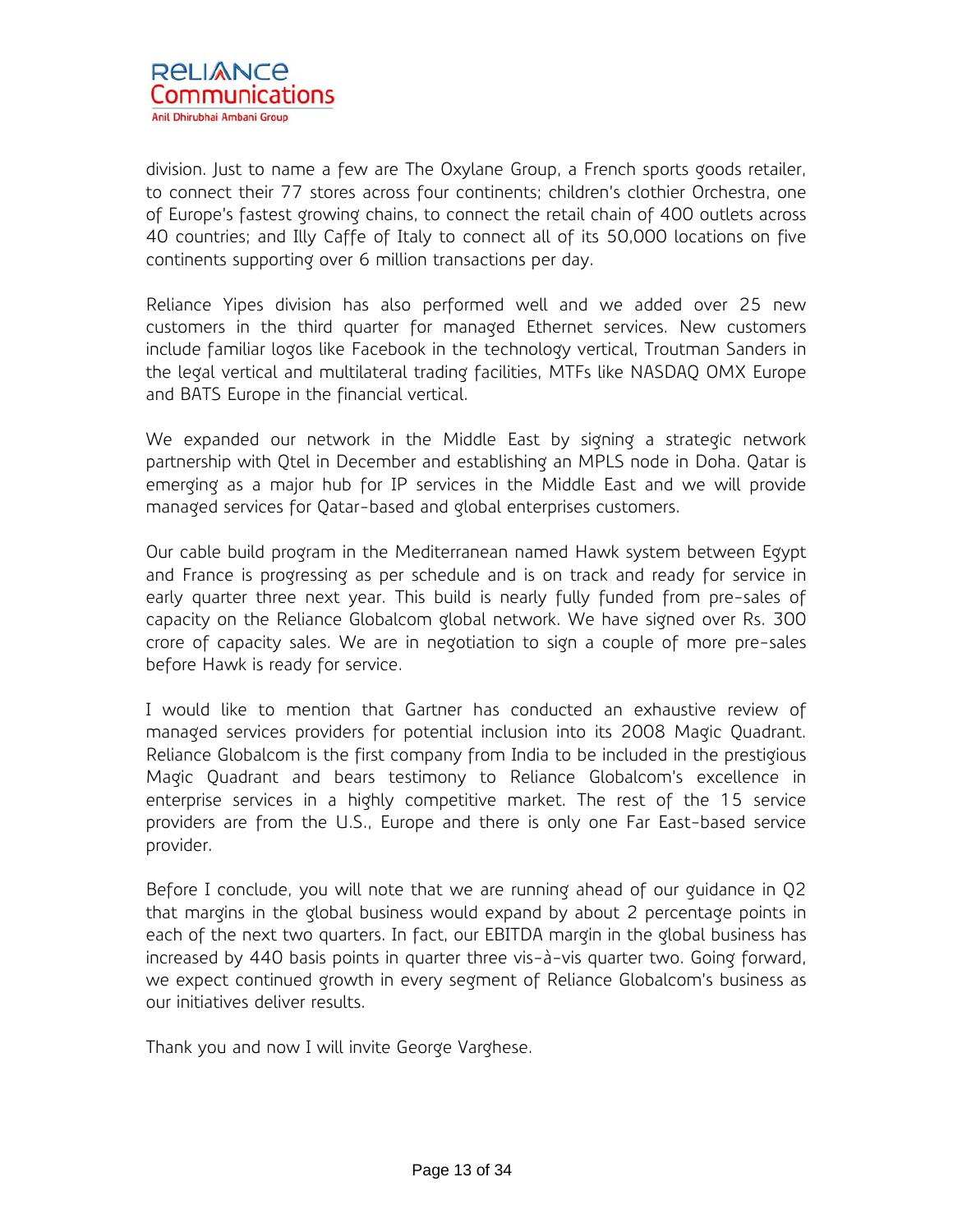division. Just to name a few are The Oxylane Group, a French sports goods retailer, to connect their 77 stores across four continents; children's clothier Orchestra, one of Europe's fastest growing chains, to connect the retail chain of 400 outlets across 40 countries; and Illy Caffe of Italy to connect all of its 50,000 locations on five continents supporting over 6 million transactions per day.

Reliance Yipes division has also performed well and we added over 25 new customers in the third quarter for managed Ethernet services. New customers include familiar logos like Facebook in the technology vertical, Troutman Sanders in the legal vertical and multilateral trading facilities, MTFs like NASDAQ OMX Europe and BATS Europe in the financial vertical.

We expanded our network in the Middle East by signing a strategic network partnership with Qtel in December and establishing an MPLS node in Doha. Qatar is emerging as a major hub for IP services in the Middle East and we will provide managed services for Qatar-based and global enterprises customers.

Our cable build program in the Mediterranean named Hawk system between Egypt and France is progressing as per schedule and is on track and ready for service in early quarter three next year. This build is nearly fully funded from pre-sales of capacity on the Reliance Globalcom global network. We have signed over Rs. 300 crore of capacity sales. We are in negotiation to sign a couple of more pre-sales before Hawk is ready for service.

I would like to mention that Gartner has conducted an exhaustive review of managed services providers for potential inclusion into its 2008 Magic Quadrant. Reliance Globalcom is the first company from India to be included in the prestigious Magic Quadrant and bears testimony to Reliance Globalcom's excellence in enterprise services in a highly competitive market. The rest of the 15 service providers are from the U.S., Europe and there is only one Far East-based service provider.

Before I conclude, you will note that we are running ahead of our guidance in Q2 that margins in the global business would expand by about 2 percentage points in each of the next two quarters. In fact, our EBITDA margin in the global business has increased by 440 basis points in quarter three vis-à-vis quarter two. Going forward, we expect continued growth in every segment of Reliance Globalcom's business as our initiatives deliver results.

Thank you and now I will invite George Varghese.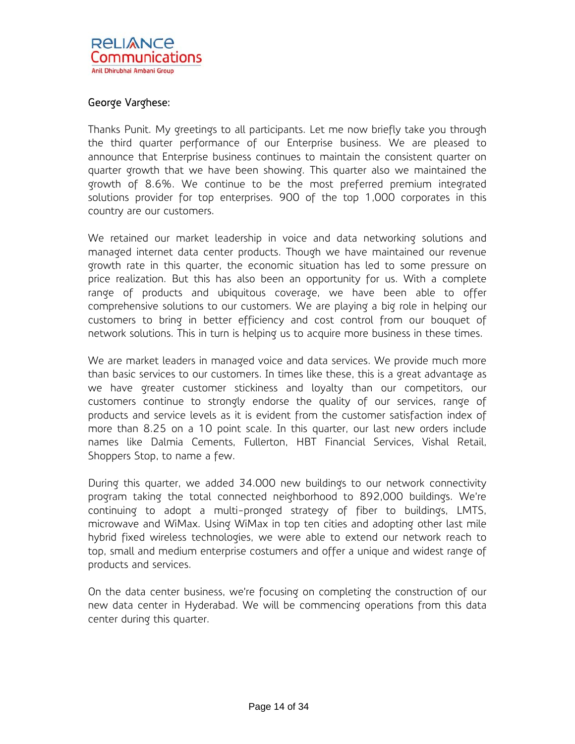George Varghese:

Thanks Punit. My greetings to all participants. Let me now briefly take you through the third quarter performance of our Enterprise business. We are pleased to announce that Enterprise business continues to maintain the consistent quarter on quarter growth that we have been showing. This quarter also we maintained the growth of 8.6%. We continue to be the most preferred premium integrated solutions provider for top enterprises. 900 of the top 1,000 corporates in this country are our customers.

We retained our market leadership in voice and data networking solutions and managed internet data center products. Though we have maintained our revenue growth rate in this quarter, the economic situation has led to some pressure on price realization. But this has also been an opportunity for us. With a complete range of products and ubiquitous coverage, we have been able to offer comprehensive solutions to our customers. We are playing a big role in helping our customers to bring in better efficiency and cost control from our bouquet of network solutions. This in turn is helping us to acquire more business in these times.

We are market leaders in managed voice and data services. We provide much more than basic services to our customers. In times like these, this is a great advantage as we have greater customer stickiness and loyalty than our competitors, our customers continue to strongly endorse the quality of our services, range of products and service levels as it is evident from the customer satisfaction index of more than 8.25 on a 10 point scale. In this quarter, our last new orders include names like Dalmia Cements, Fullerton, HBT Financial Services, Vishal Retail, Shoppers Stop, to name a few.

During this quarter, we added 34.000 new buildings to our network connectivity program taking the total connected neighborhood to 892,000 buildings. We're continuing to adopt a multi-pronged strategy of fiber to buildings, LMTS, microwave and WiMax. Using WiMax in top ten cities and adopting other last mile hybrid fixed wireless technologies, we were able to extend our network reach to top, small and medium enterprise costumers and offer a unique and widest range of products and services.

On the data center business, we're focusing on completing the construction of our new data center in Hyderabad. We will be commencing operations from this data center during this quarter.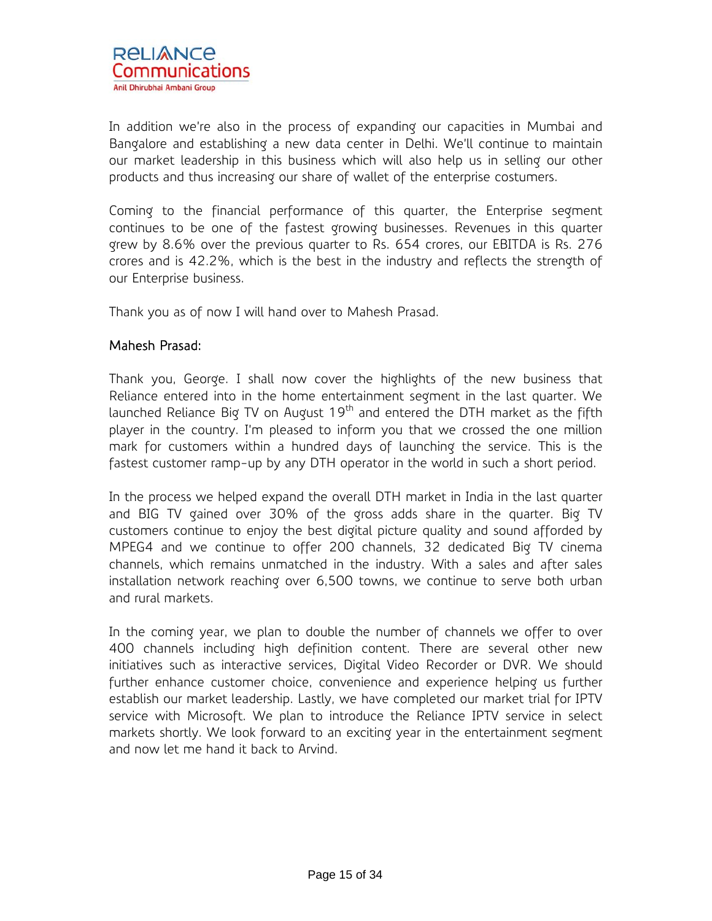In addition we're also in the process of expanding our capacities in Mumbai and Bangalore and establishing a new data center in Delhi. We'll continue to maintain our market leadership in this business which will also help us in selling our other products and thus increasing our share of wallet of the enterprise costumers.

Coming to the financial performance of this quarter, the Enterprise segment continues to be one of the fastest growing businesses. Revenues in this quarter grew by 8.6% over the previous quarter to Rs. 654 crores, our EBITDA is Rs. 276 crores and is 42.2%, which is the best in the industry and reflects the strength of our Enterprise business.

Thank you as of now I will hand over to Mahesh Prasad.

**Mahesh Prasad:**

Thank you, George. I shall now cover the highlights of the new business that Reliance entered into in the home entertainment segment in the last quarter. We launched Reliance Big TV on August 19th and entered the DTH market as the fifth player in the country. I'm pleased to inform you that we crossed the one million mark for customers within a hundred days of launching the service. This is the fastest customer ramp-up by any DTH operator in the world in such a short period.

In the process we helped expand the overall DTH market in India in the last quarter and BIG TV gained over 30% of the gross adds share in the quarter. Big TV customers continue to enjoy the best digital picture quality and sound afforded by MPEG4 and we continue to offer 200 channels, 32 dedicated Big TV cinema channels, which remains unmatched in the industry. With a sales and after sales installation network reaching over 6,500 towns, we continue to serve both urban and rural markets.

In the coming year, we plan to double the number of channels we offer to over 400 channels including high definition content. There are several other new initiatives such as interactive services, Digital Video Recorder or DVR. We should further enhance customer choice, convenience and experience helping us further establish our market leadership. Lastly, we have completed our market trial for IPTV service with Microsoft. We plan to introduce the Reliance IPTV service in select markets shortly. We look forward to an exciting year in the entertainment segment and now let me hand it back to Arvind.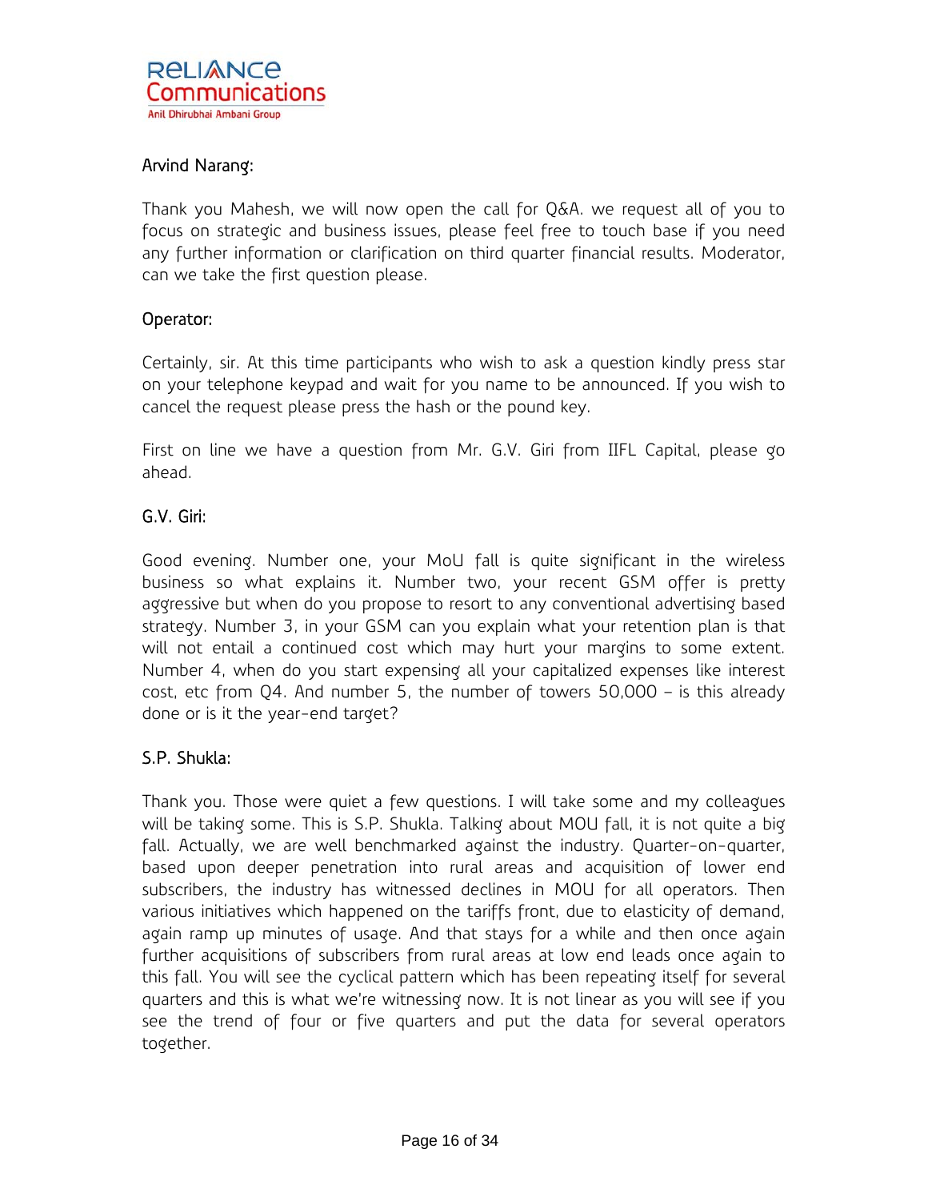**Arvind Narang:**

Thank you Mahesh, we will now open the call for Q&A. we request all of you to focus on strategic and business issues, please feel free to touch base if you need any further information or clarification on third quarter financial results. Moderator, can we take the first question please.

**Operator:**

Certainly, sir. At this time participants who wish to ask a question kindly press star on your telephone keypad and wait for you name to be announced. If you wish to cancel the request please press the hash or the pound key.

First on line we have a question from Mr. G.V. Giri from IIFL Capital, please go ahead.

**G.V. Giri:**

Good evening. Number one, your MoU fall is quite significant in the wireless business so what explains it. Number two, your recent GSM offer is pretty aggressive but when do you propose to resort to any conventional advertising based strategy. Number 3, in your GSM can you explain what your retention plan is that will not entail a continued cost which may hurt your margins to some extent. Number 4, when do you start expensing all your capitalized expenses like interest cost, etc from Q4. And number 5, the number of towers 50,000 – is this already done or is it the year-end target?

**S.P. Shukla:**

Thank you. Those were quiet a few questions. I will take some and my colleagues will be taking some. This is S.P. Shukla. Talking about MOU fall, it is not quite a big fall. Actually, we are well benchmarked against the industry. Quarter-on-quarter, based upon deeper penetration into rural areas and acquisition of lower end subscribers, the industry has witnessed declines in MOU for all operators. Then various initiatives which happened on the tariffs front, due to elasticity of demand, again ramp up minutes of usage. And that stays for a while and then once again further acquisitions of subscribers from rural areas at low end leads once again to this fall. You will see the cyclical pattern which has been repeating itself for several quarters and this is what we're witnessing now. It is not linear as you will see if you see the trend of four or five quarters and put the data for several operators together.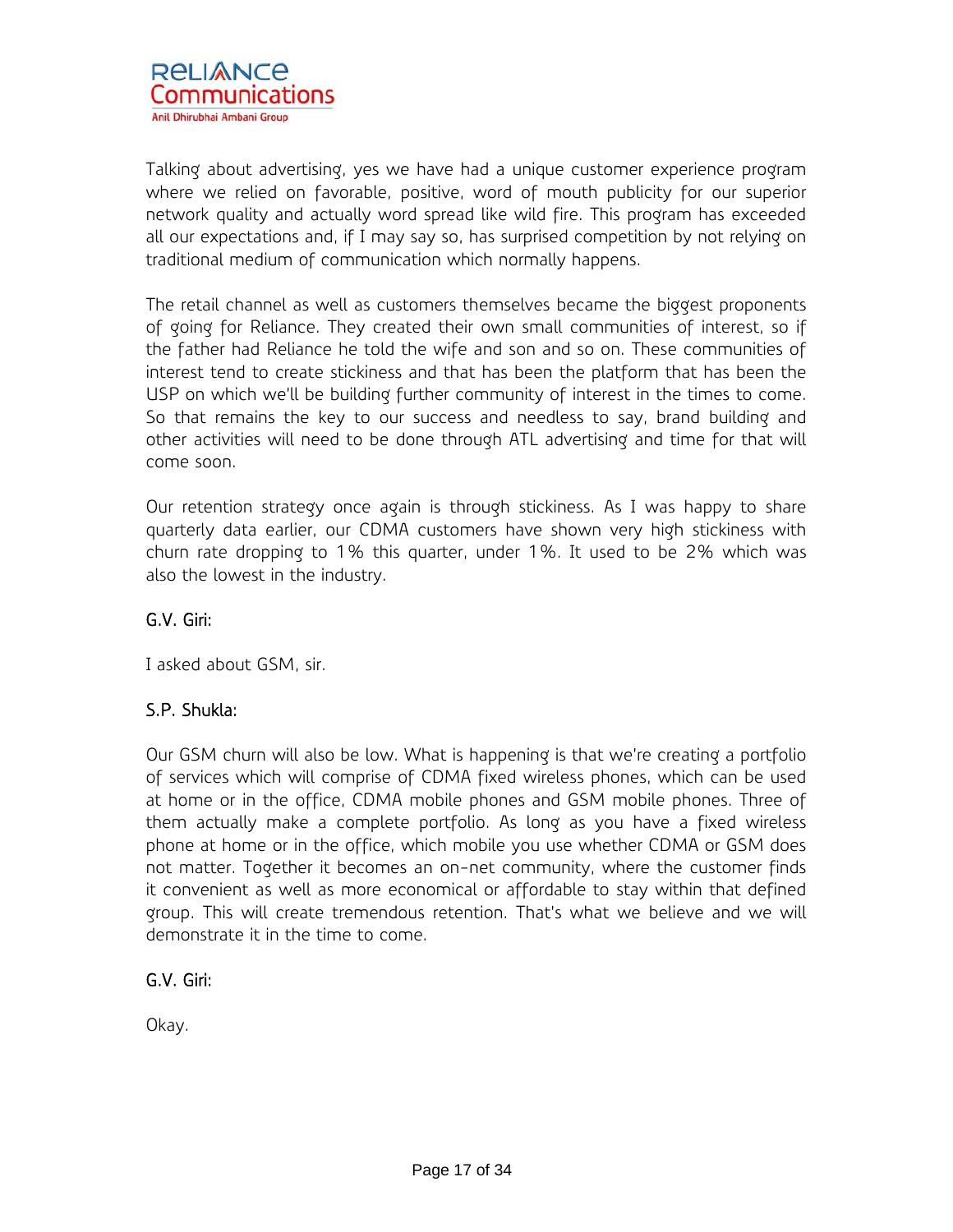Talking about advertising, yes we have had a unique customer experience program where we relied on favorable, positive, word of mouth publicity for our superior network quality and actually word spread like wild fire. This program has exceeded all our expectations and, if I may say so, has surprised competition by not relying on traditional medium of communication which normally happens.

The retail channel as well as customers themselves became the biggest proponents of going for Reliance. They created their own small communities of interest, so if the father had Reliance he told the wife and son and so on. These communities of interest tend to create stickiness and that has been the platform that has been the USP on which we'll be building further community of interest in the times to come. So that remains the key to our success and needless to say, brand building and other activities will need to be done through ATL advertising and time for that will come soon.

Our retention strategy once again is through stickiness. As I was happy to share quarterly data earlier, our CDMA customers have shown very high stickiness with churn rate dropping to 1% this quarter, under 1%. It used to be 2% which was also the lowest in the industry.

**G.V. Giri:**

I asked about GSM, sir.

**S.P. Shukla:**

Our GSM churn will also be low. What is happening is that we're creating a portfolio of services which will comprise of CDMA fixed wireless phones, which can be used at home or in the office, CDMA mobile phones and GSM mobile phones. Three of them actually make a complete portfolio. As long as you have a fixed wireless phone at home or in the office, which mobile you use whether CDMA or GSM does not matter. Together it becomes an on-net community, where the customer finds it convenient as well as more economical or affordable to stay within that defined group. This will create tremendous retention. That's what we believe and we will demonstrate it in the time to come.

**G.V. Giri:**

Okay.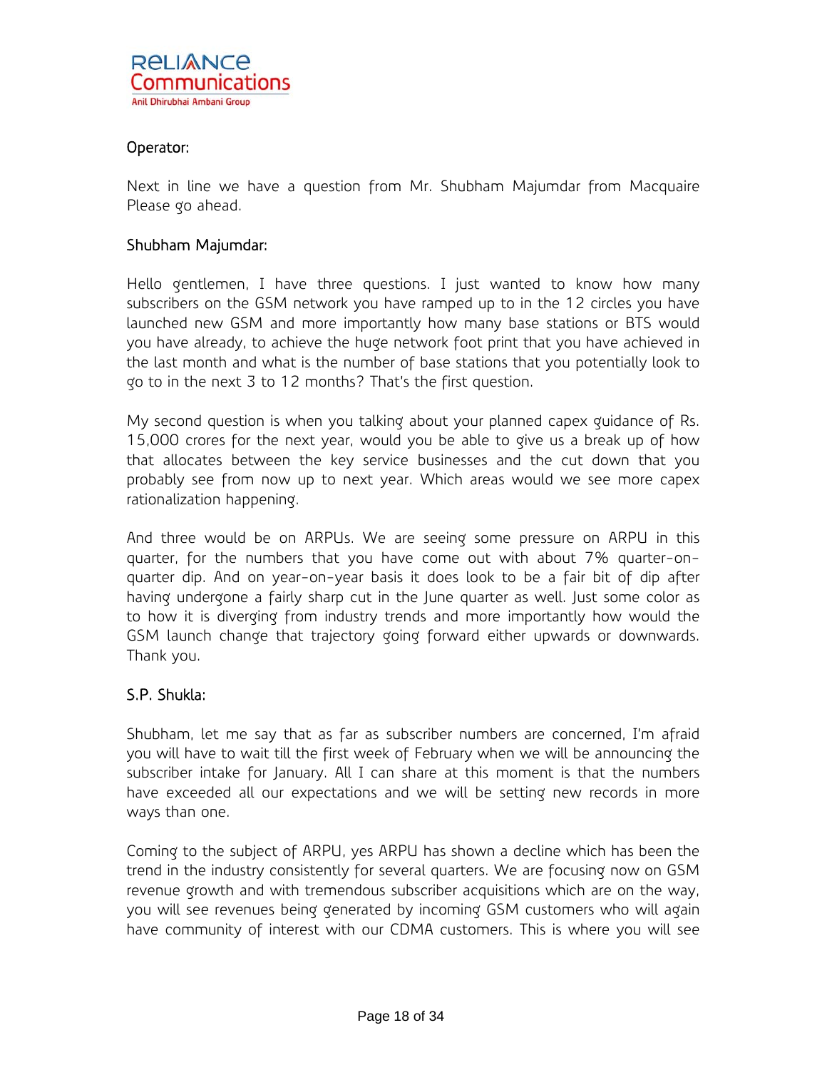**Operator:**

Next in line we have a question from Mr. Shubham Majumdar from Macquaire Please go ahead.

**Shubham Majumdar:**

Hello gentlemen, I have three questions. I just wanted to know how many subscribers on the GSM network you have ramped up to in the 12 circles you have launched new GSM and more importantly how many base stations or BTS would you have already, to achieve the huge network foot print that you have achieved in the last month and what is the number of base stations that you potentially look to go to in the next 3 to 12 months? That's the first question.

My second question is when you talking about your planned capex guidance of Rs. 15,000 crores for the next year, would you be able to give us a break up of how that allocates between the key service businesses and the cut down that you probably see from now up to next year. Which areas would we see more capex rationalization happening.

And three would be on ARPUs. We are seeing some pressure on ARPU in this quarter, for the numbers that you have come out with about 7% quarter-on-quarter dip. And on year-on-year basis it does look to be a fair bit of dip after having undergone a fairly sharp cut in the June quarter as well. Just some color as to how it is diverging from industry trends and more importantly how would the GSM launch change that trajectory going forward either upwards or downwards. Thank you.

**S.P. Shukla:**

Shubham, let me say that as far as subscriber numbers are concerned, I'm afraid you will have to wait till the first week of February when we will be announcing the subscriber intake for January. All I can share at this moment is that the numbers have exceeded all our expectations and we will be setting new records in more ways than one.

Coming to the subject of ARPU, yes ARPU has shown a decline which has been the trend in the industry consistently for several quarters. We are focusing now on GSM revenue growth and with tremendous subscriber acquisitions which are on the way, you will see revenues being generated by incoming GSM customers who will again have community of interest with our CDMA customers. This is where you will see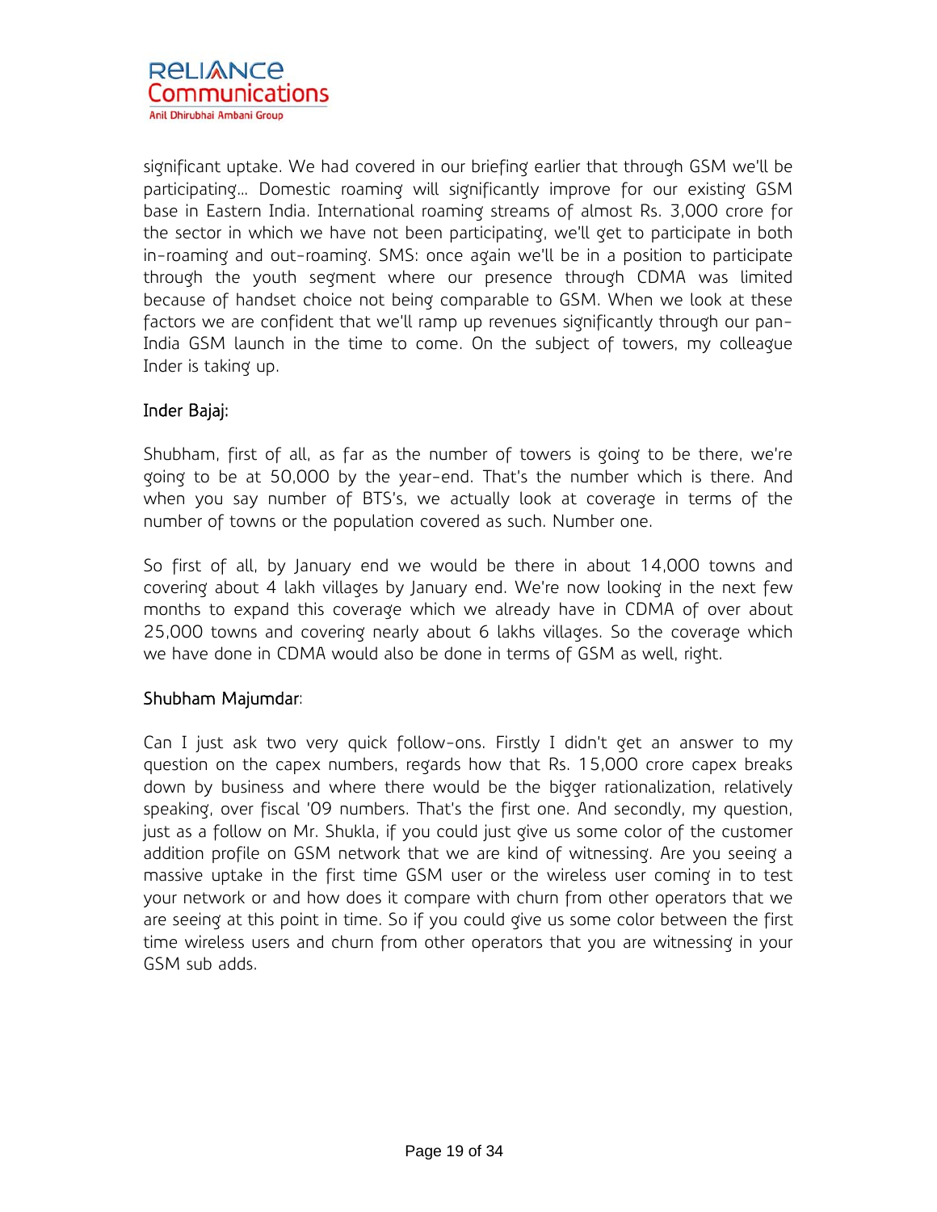significant uptake. We had covered in our briefing earlier that through GSM we'll be participating... Domestic roaming will significantly improve for our existing GSM base in Eastern India. International roaming streams of almost Rs. 3,000 crore for the sector in which we have not been participating, we'll get to participate in both in-roaming and out-roaming. SMS: once again we'll be in a position to participate through the youth segment where our presence through CDMA was limited because of handset choice not being comparable to GSM. When we look at these factors we are confident that we'll ramp up revenues significantly through our pan-India GSM launch in the time to come. On the subject of towers, my colleague Inder is taking up.

**Inder Bajaj:**

Shubham, first of all, as far as the number of towers is going to be there, we're going to be at 50,000 by the year-end. That's the number which is there. And when you say number of BTS's, we actually look at coverage in terms of the number of towns or the population covered as such. Number one.

So first of all, by January end we would be there in about 14,000 towns and covering about 4 lakh villages by January end. We're now looking in the next few months to expand this coverage which we already have in CDMA of over about 25,000 towns and covering nearly about 6 lakhs villages. So the coverage which we have done in CDMA would also be done in terms of GSM as well, right.

**Shubham Majumdar:**

Can I just ask two very quick follow-ons. Firstly I didn't get an answer to my question on the capex numbers, regards how that Rs. 15,000 crore capex breaks down by business and where there would be the bigger rationalization, relatively speaking, over fiscal '09 numbers. That's the first one. And secondly, my question, just as a follow on Mr. Shukla, if you could just give us some color of the customer addition profile on GSM network that we are kind of witnessing. Are you seeing a massive uptake in the first time GSM user or the wireless user coming in to test your network or and how does it compare with churn from other operators that we are seeing at this point in time. So if you could give us some color between the first time wireless users and churn from other operators that you are witnessing in your GSM sub adds.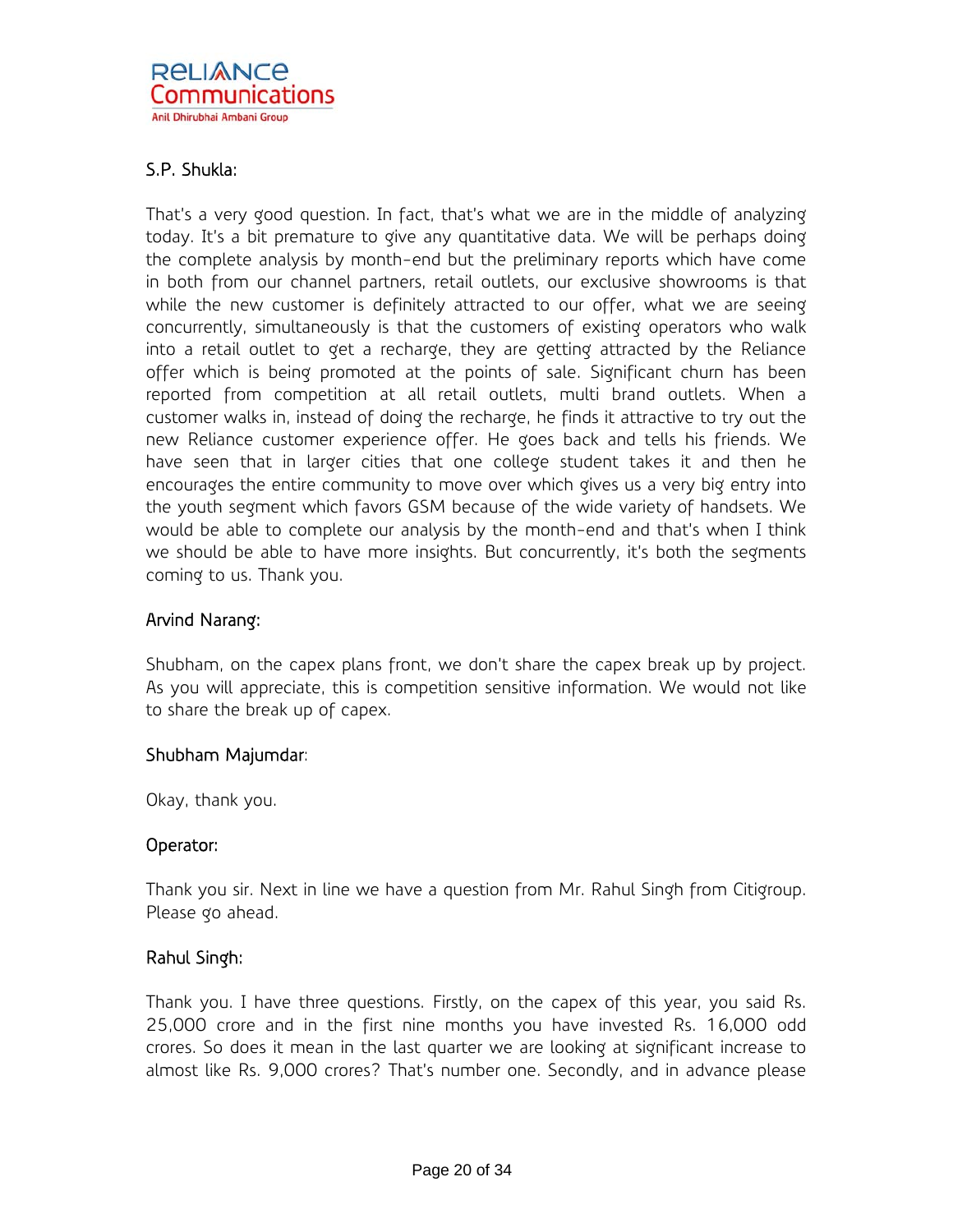**S.P. Shukla:**

That's a very good question. In fact, that's what we are in the middle of analyzing today. It's a bit premature to give any quantitative data. We will be perhaps doing the complete analysis by month-end but the preliminary reports which have come in both from our channel partners, retail outlets, our exclusive showrooms is that while the new customer is definitely attracted to our offer, what we are seeing concurrently, simultaneously is that the customers of existing operators who walk into a retail outlet to get a recharge, they are getting attracted by the Reliance offer which is being promoted at the points of sale. Significant churn has been reported from competition at all retail outlets, multi brand outlets. When a customer walks in, instead of doing the recharge, he finds it attractive to try out the new Reliance customer experience offer. He goes back and tells his friends. We have seen that in larger cities that one college student takes it and then he encourages the entire community to move over which gives us a very big entry into the youth segment which favors GSM because of the wide variety of handsets. We would be able to complete our analysis by the month-end and that's when I think we should be able to have more insights. But concurrently, it's both the segments coming to us. Thank you.

**Arvind Narang:**

Shubham, on the capex plans front, we don't share the capex break up by project. As you will appreciate, this is competition sensitive information. We would not like to share the break up of capex.

**Shubham Majumdar:**

Okay, thank you.

**Operator:**

Thank you sir. Next in line we have a question from Mr. Rahul Singh from Citigroup. Please go ahead.

**Rahul Singh:**

Thank you. I have three questions. Firstly, on the capex of this year, you said Rs. 25,000 crore and in the first nine months you have invested Rs. 16,000 odd crores. So does it mean in the last quarter we are looking at significant increase to almost like Rs. 9,000 crores? That's number one. Secondly, and in advance please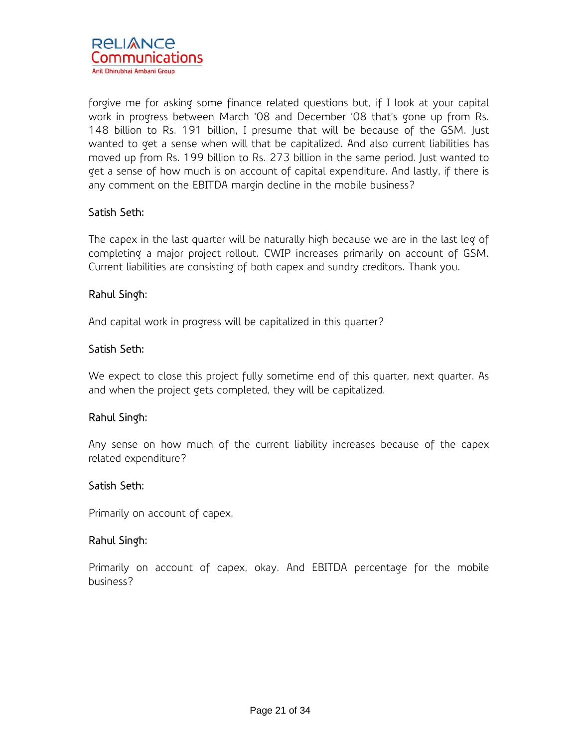forgive me for asking some finance related questions but, if I look at your capital work in progress between March '08 and December '08 that's gone up from Rs. 148 billion to Rs. 191 billion, I presume that will be because of the GSM. Just wanted to get a sense when will that be capitalized. And also current liabilities has moved up from Rs. 199 billion to Rs. 273 billion in the same period. Just wanted to get a sense of how much is on account of capital expenditure. And lastly, if there is any comment on the EBITDA margin decline in the mobile business?

Satish Seth:

The capex in the last quarter will be naturally high because we are in the last leg of completing a major project rollout. CWIP increases primarily on account of GSM. Current liabilities are consisting of both capex and sundry creditors. Thank you.

Rahul Singh:

And capital work in progress will be capitalized in this quarter?

Satish Seth:

We expect to close this project fully sometime end of this quarter, next quarter. As and when the project gets completed, they will be capitalized.

Rahul Singh:

Any sense on how much of the current liability increases because of the capex related expenditure?

Satish Seth:

Primarily on account of capex.

Rahul Singh:

Primarily on account of capex, okay. And EBITDA percentage for the mobile business?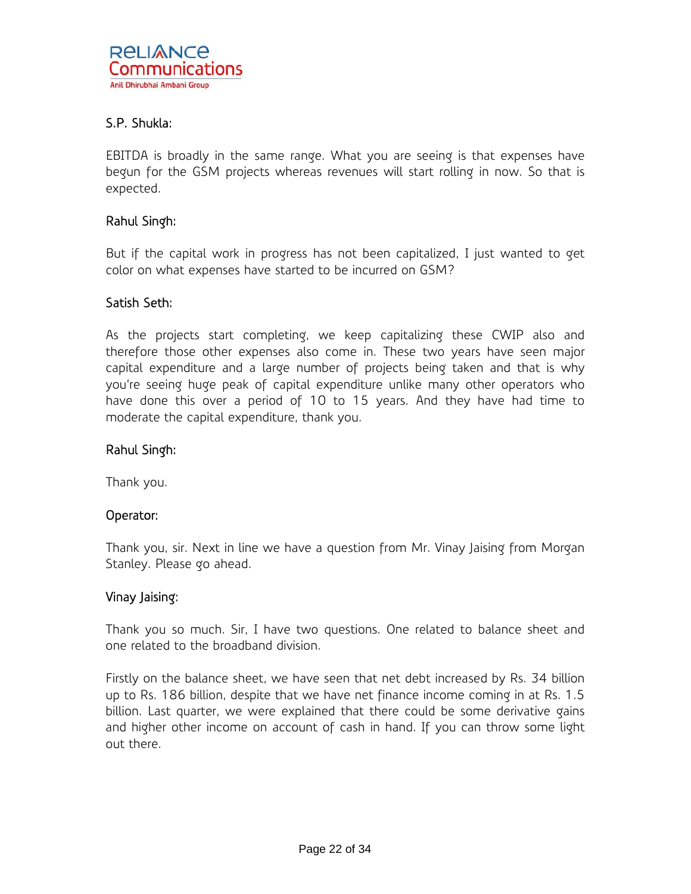**S.P. Shukla:**

EBITDA is broadly in the same range. What you are seeing is that expenses have begun for the GSM projects whereas revenues will start rolling in now. So that is expected.

**Rahul Singh:**

But if the capital work in progress has not been capitalized, I just wanted to get color on what expenses have started to be incurred on GSM?

**Satish Seth:**

As the projects start completing, we keep capitalizing these CWIP also and therefore those other expenses also come in. These two years have seen major capital expenditure and a large number of projects being taken and that is why you're seeing huge peak of capital expenditure unlike many other operators who have done this over a period of 10 to 15 years. And they have had time to moderate the capital expenditure, thank you.

**Rahul Singh:**

Thank you.

**Operator:**

Thank you, sir. Next in line we have a question from Mr. Vinay Jaising from Morgan Stanley. Please go ahead.

**Vinay Jaising:**

Thank you so much. Sir, I have two questions. One related to balance sheet and one related to the broadband division.

Firstly on the balance sheet, we have seen that net debt increased by Rs. 34 billion up to Rs. 186 billion, despite that we have net finance income coming in at Rs. 1.5 billion. Last quarter, we were explained that there could be some derivative gains and higher other income on account of cash in hand. If you can throw some light out there.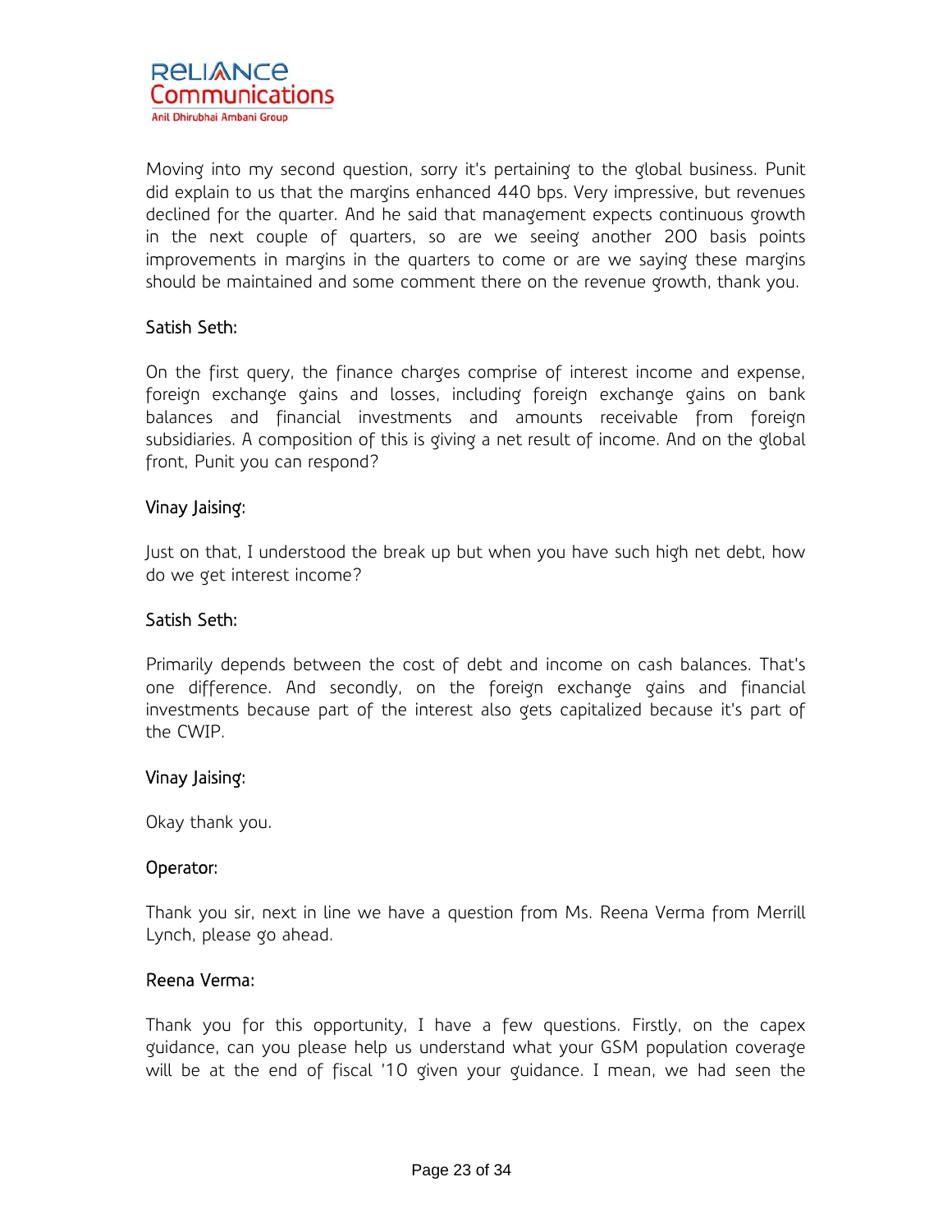Moving into my second question, sorry it's pertaining to the global business. Punit did explain to us that the margins enhanced 440 bps. Very impressive, but revenues declined for the quarter. And he said that management expects continuous growth in the next couple of quarters, so are we seeing another 200 basis points improvements in margins in the quarters to come or are we saying these margins should be maintained and some comment there on the revenue growth, thank you.

Satish Seth:

On the first query, the finance charges comprise of interest income and expense, foreign exchange gains and losses, including foreign exchange gains on bank balances and financial investments and amounts receivable from foreign subsidiaries. A composition of this is giving a net result of income. And on the global front, Punit you can respond?

Vinay Jaising:

Just on that, I understood the break up but when you have such high net debt, how do we get interest income?

Satish Seth:

Primarily depends between the cost of debt and income on cash balances. That's one difference. And secondly, on the foreign exchange gains and financial investments because part of the interest also gets capitalized because it's part of the CWIP.

Vinay Jaising:

Okay thank you.

Operator:

Thank you sir, next in line we have a question from Ms. Reena Verma from Merrill Lynch, please go ahead.

Reena Verma:

Thank you for this opportunity, I have a few questions. Firstly, on the capex guidance, can you please help us understand what your GSM population coverage will be at the end of fiscal '10 given your guidance. I mean, we had seen the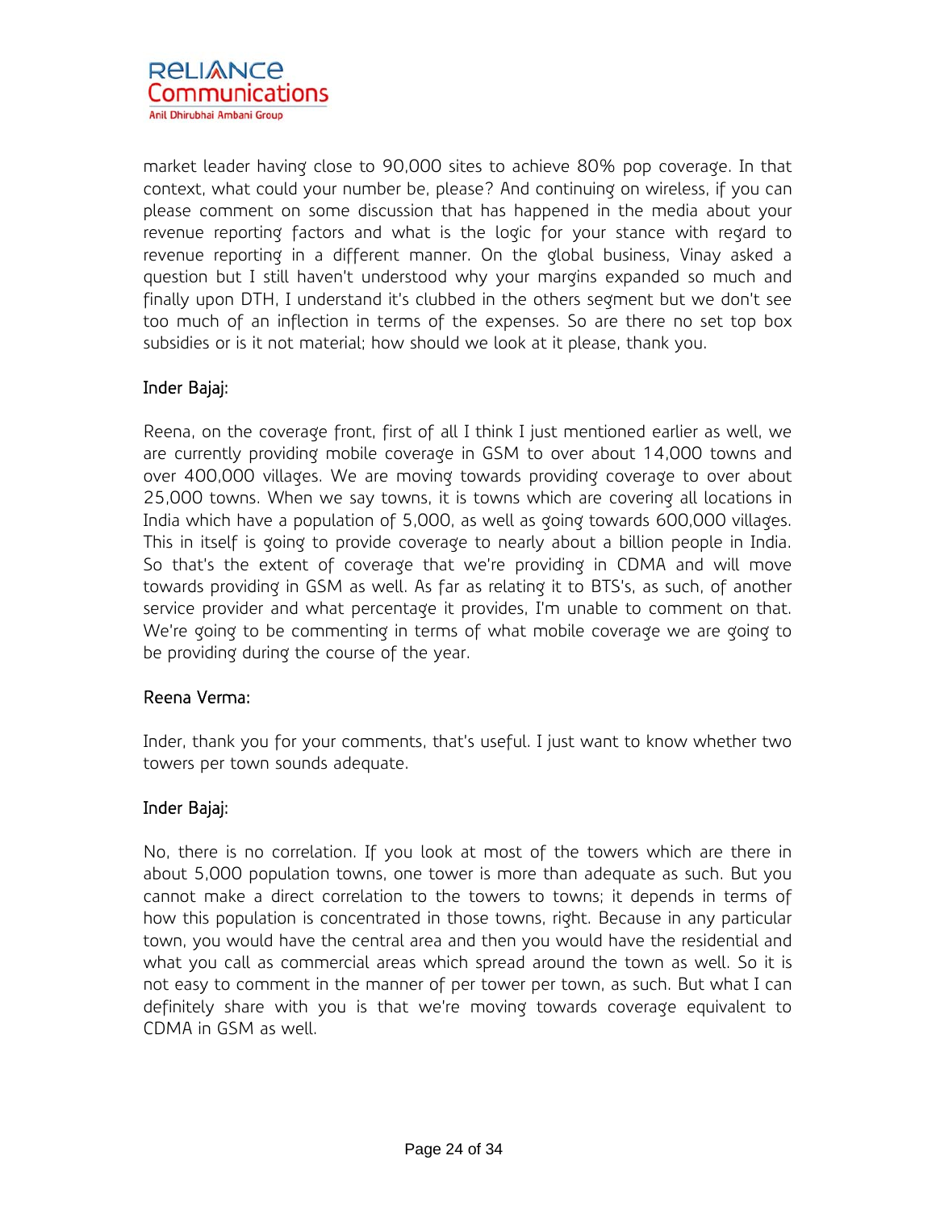market leader having close to 90,000 sites to achieve 80% pop coverage. In that context, what could your number be, please? And continuing on wireless, if you can please comment on some discussion that has happened in the media about your revenue reporting factors and what is the logic for your stance with regard to revenue reporting in a different manner. On the global business, Vinay asked a question but I still haven't understood why your margins expanded so much and finally upon DTH, I understand it's clubbed in the others segment but we don't see too much of an inflection in terms of the expenses. So are there no set top box subsidies or is it not material; how should we look at it please, thank you.

**Inder Bajaj:**

Reena, on the coverage front, first of all I think I just mentioned earlier as well, we are currently providing mobile coverage in GSM to over about 14,000 towns and over 400,000 villages. We are moving towards providing coverage to over about 25,000 towns. When we say towns, it is towns which are covering all locations in India which have a population of 5,000, as well as going towards 600,000 villages. This in itself is going to provide coverage to nearly about a billion people in India. So that's the extent of coverage that we're providing in CDMA and will move towards providing in GSM as well. As far as relating it to BTS's, as such, of another service provider and what percentage it provides, I'm unable to comment on that. We're going to be commenting in terms of what mobile coverage we are going to be providing during the course of the year.

**Reena Verma:**

Inder, thank you for your comments, that's useful. I just want to know whether two towers per town sounds adequate.

**Inder Bajaj:**

No, there is no correlation. If you look at most of the towers which are there in about 5,000 population towns, one tower is more than adequate as such. But you cannot make a direct correlation to the towers to towns; it depends in terms of how this population is concentrated in those towns, right. Because in any particular town, you would have the central area and then you would have the residential and what you call as commercial areas which spread around the town as well. So it is not easy to comment in the manner of per tower per town, as such. But what I can definitely share with you is that we're moving towards coverage equivalent to CDMA in GSM as well.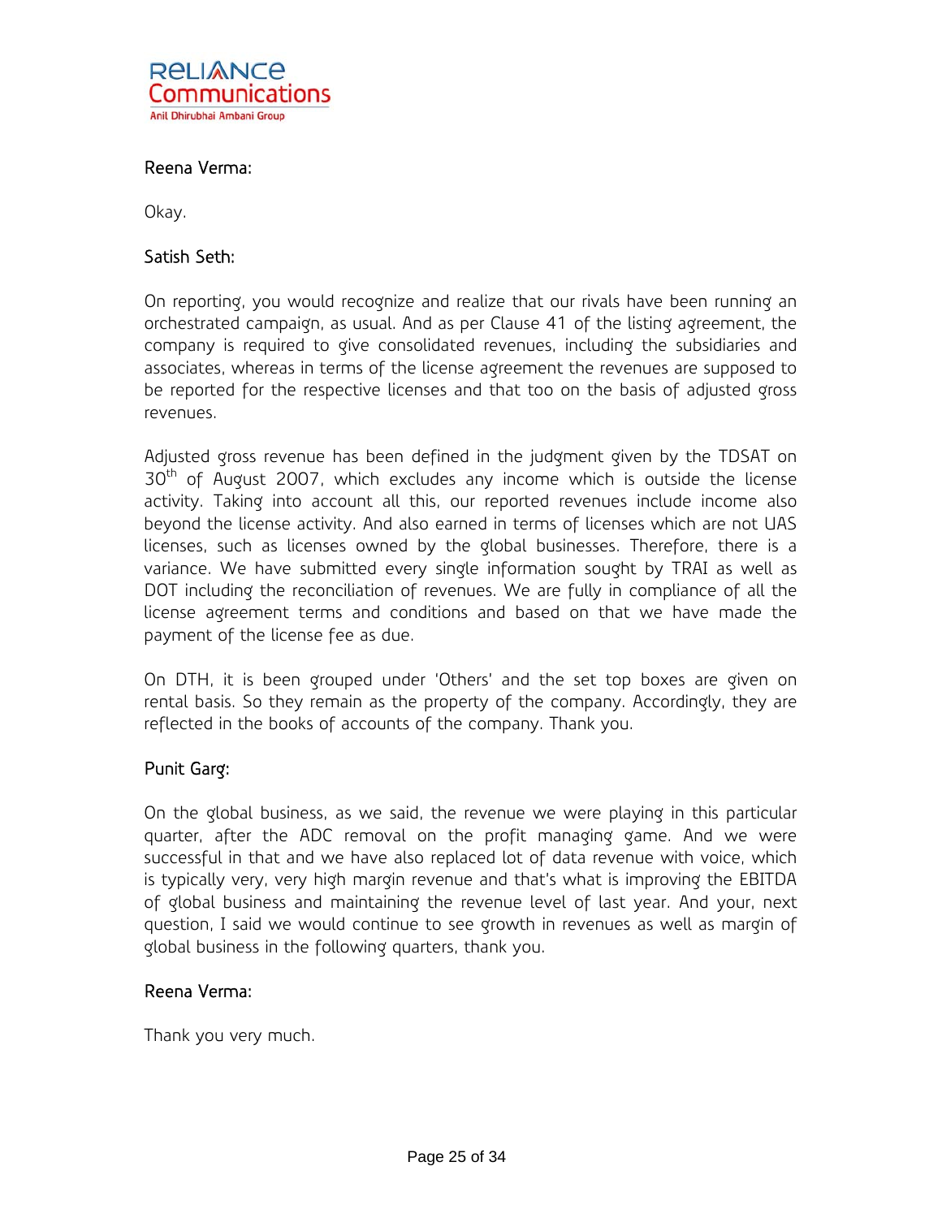Reena Verma:

Okay.

Satish Seth:

On reporting, you would recognize and realize that our rivals have been running an orchestrated campaign, as usual. And as per Clause 41 of the listing agreement, the company is required to give consolidated revenues, including the subsidiaries and associates, whereas in terms of the license agreement the revenues are supposed to be reported for the respective licenses and that too on the basis of adjusted gross revenues.

Adjusted gross revenue has been defined in the judgment given by the TDSAT on 30th of August 2007, which excludes any income which is outside the license activity. Taking into account all this, our reported revenues include income also beyond the license activity. And also earned in terms of licenses which are not UAS licenses, such as licenses owned by the global businesses. Therefore, there is a variance. We have submitted every single information sought by TRAI as well as DOT including the reconciliation of revenues. We are fully in compliance of all the license agreement terms and conditions and based on that we have made the payment of the license fee as due.

On DTH, it is been grouped under 'Others' and the set top boxes are given on rental basis. So they remain as the property of the company. Accordingly, they are reflected in the books of accounts of the company. Thank you.

Punit Garg:

On the global business, as we said, the revenue we were playing in this particular quarter, after the ADC removal on the profit managing game. And we were successful in that and we have also replaced lot of data revenue with voice, which is typically very, very high margin revenue and that's what is improving the EBITDA of global business and maintaining the revenue level of last year. And your, next question, I said we would continue to see growth in revenues as well as margin of global business in the following quarters, thank you.

Reena Verma:

Thank you very much.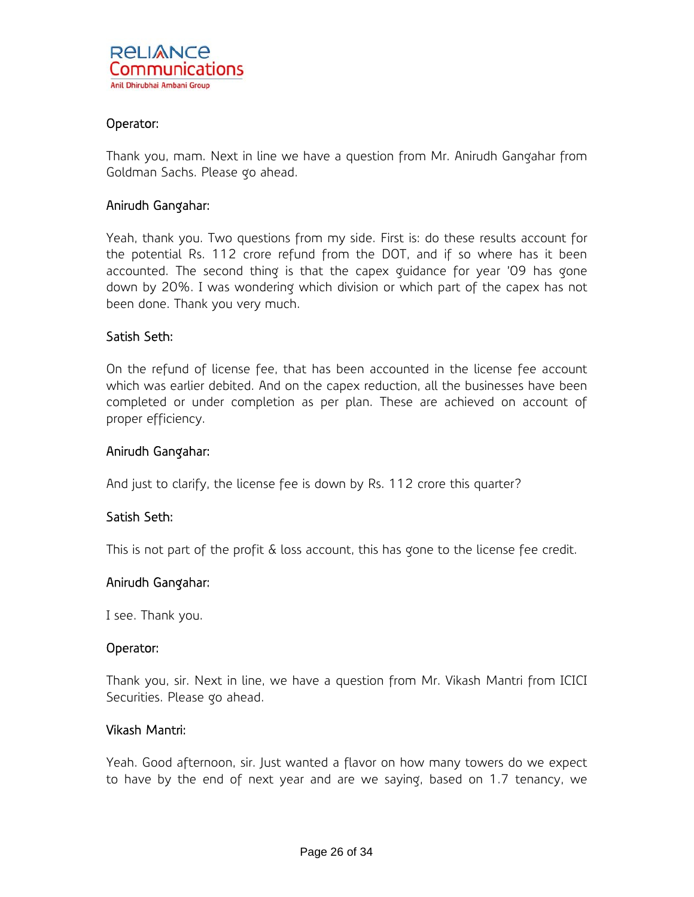**Operator:**

Thank you, mam. Next in line we have a question from Mr. Anirudh Gangahar from Goldman Sachs. Please go ahead.

**Anirudh Gangahar:**

Yeah, thank you. Two questions from my side. First is: do these results account for the potential Rs. 112 crore refund from the DOT, and if so where has it been accounted. The second thing is that the capex guidance for year '09 has gone down by 20%. I was wondering which division or which part of the capex has not been done. Thank you very much.

**Satish Seth:**

On the refund of license fee, that has been accounted in the license fee account which was earlier debited. And on the capex reduction, all the businesses have been completed or under completion as per plan. These are achieved on account of proper efficiency.

**Anirudh Gangahar:**

And just to clarify, the license fee is down by Rs. 112 crore this quarter?

**Satish Seth:**

This is not part of the profit & loss account, this has gone to the license fee credit.

**Anirudh Gangahar:**

I see. Thank you.

**Operator:**

Thank you, sir. Next in line, we have a question from Mr. Vikash Mantri from ICICI Securities. Please go ahead.

**Vikash Mantri:**

Yeah. Good afternoon, sir. Just wanted a flavor on how many towers do we expect to have by the end of next year and are we saying, based on 1.7 tenancy, we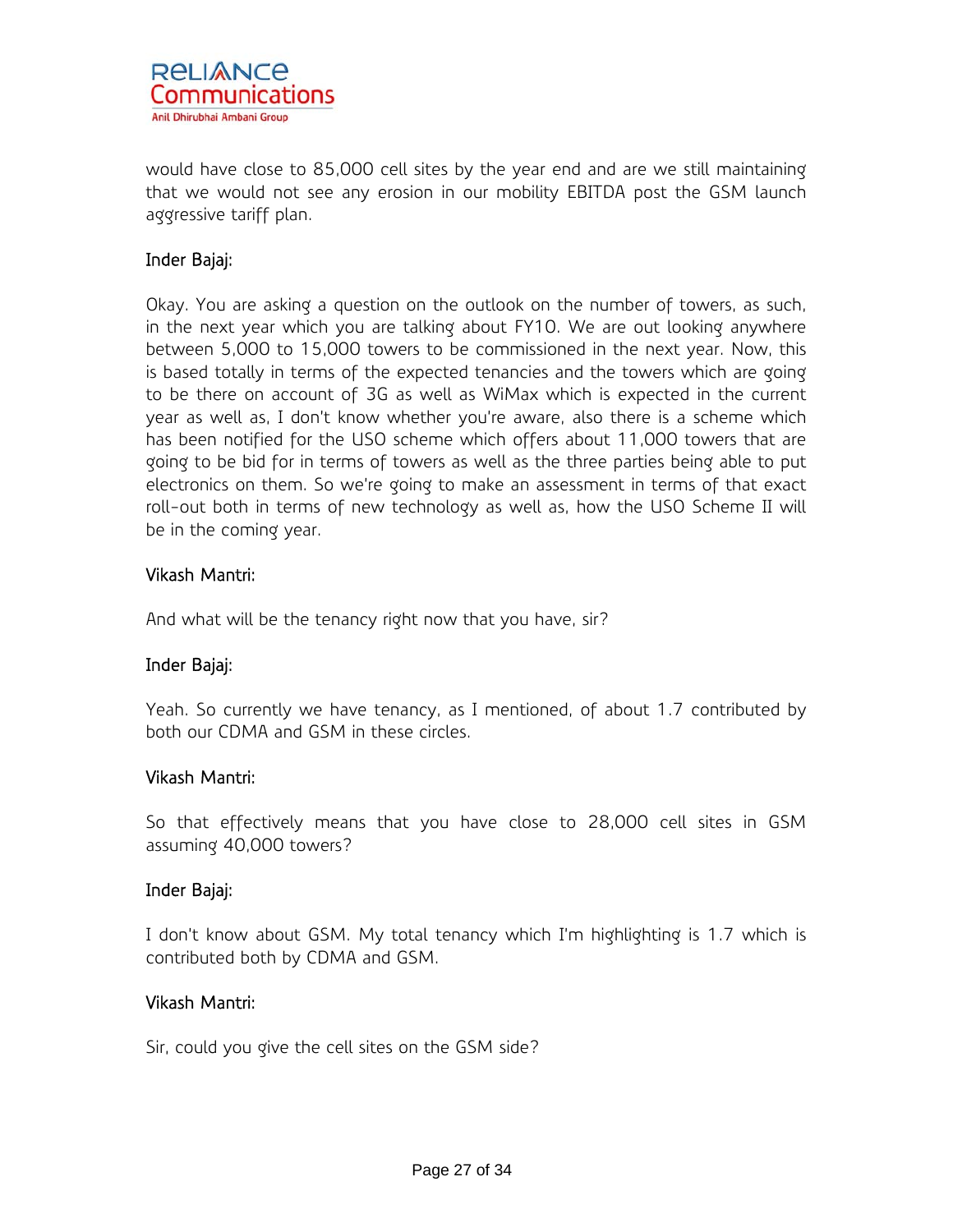would have close to 85,000 cell sites by the year end and are we still maintaining that we would not see any erosion in our mobility EBITDA post the GSM launch aggressive tariff plan.

**Inder Bajaj:**

Okay. You are asking a question on the outlook on the number of towers, as such, in the next year which you are talking about FY10. We are out looking anywhere between 5,000 to 15,000 towers to be commissioned in the next year. Now, this is based totally in terms of the expected tenancies and the towers which are going to be there on account of 3G as well as WiMax which is expected in the current year as well as, I don't know whether you're aware, also there is a scheme which has been notified for the USO scheme which offers about 11,000 towers that are going to be bid for in terms of towers as well as the three parties being able to put electronics on them. So we're going to make an assessment in terms of that exact roll-out both in terms of new technology as well as, how the USO Scheme II will be in the coming year.

**Vikash Mantri:**

And what will be the tenancy right now that you have, sir?

**Inder Bajaj:**

Yeah. So currently we have tenancy, as I mentioned, of about 1.7 contributed by both our CDMA and GSM in these circles.

**Vikash Mantri:**

So that effectively means that you have close to 28,000 cell sites in GSM assuming 40,000 towers?

**Inder Bajaj:**

I don't know about GSM. My total tenancy which I'm highlighting is 1.7 which is contributed both by CDMA and GSM.

**Vikash Mantri:**

Sir, could you give the cell sites on the GSM side?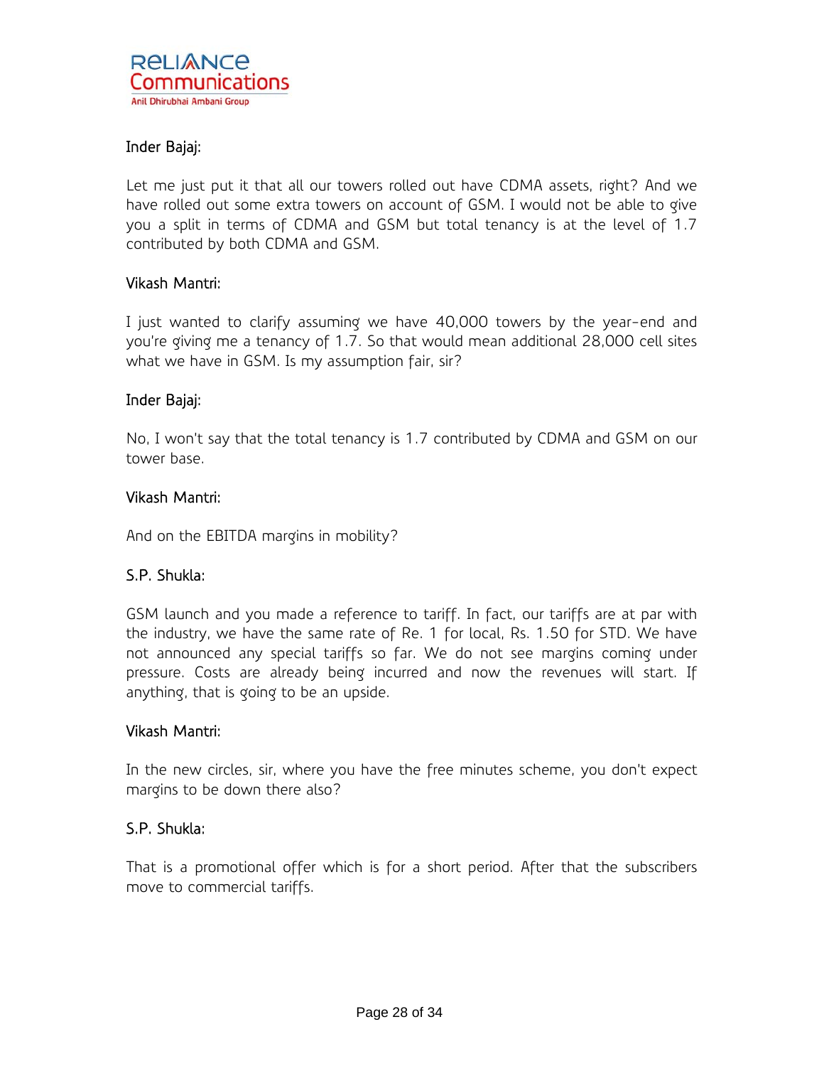Inder Bajaj:

Let me just put it that all our towers rolled out have CDMA assets, right? And we have rolled out some extra towers on account of GSM. I would not be able to give you a split in terms of CDMA and GSM but total tenancy is at the level of 1.7 contributed by both CDMA and GSM.

Vikash Mantri:

I just wanted to clarify assuming we have 40,000 towers by the year-end and you're giving me a tenancy of 1.7. So that would mean additional 28,000 cell sites what we have in GSM. Is my assumption fair, sir?

Inder Bajaj:

No, I won't say that the total tenancy is 1.7 contributed by CDMA and GSM on our tower base.

Vikash Mantri:

And on the EBITDA margins in mobility?

S.P. Shukla:

GSM launch and you made a reference to tariff. In fact, our tariffs are at par with the industry, we have the same rate of Re. 1 for local, Rs. 1.50 for STD. We have not announced any special tariffs so far. We do not see margins coming under pressure. Costs are already being incurred and now the revenues will start. If anything, that is going to be an upside.

Vikash Mantri:

In the new circles, sir, where you have the free minutes scheme, you don't expect margins to be down there also?

S.P. Shukla:

That is a promotional offer which is for a short period. After that the subscribers move to commercial tariffs.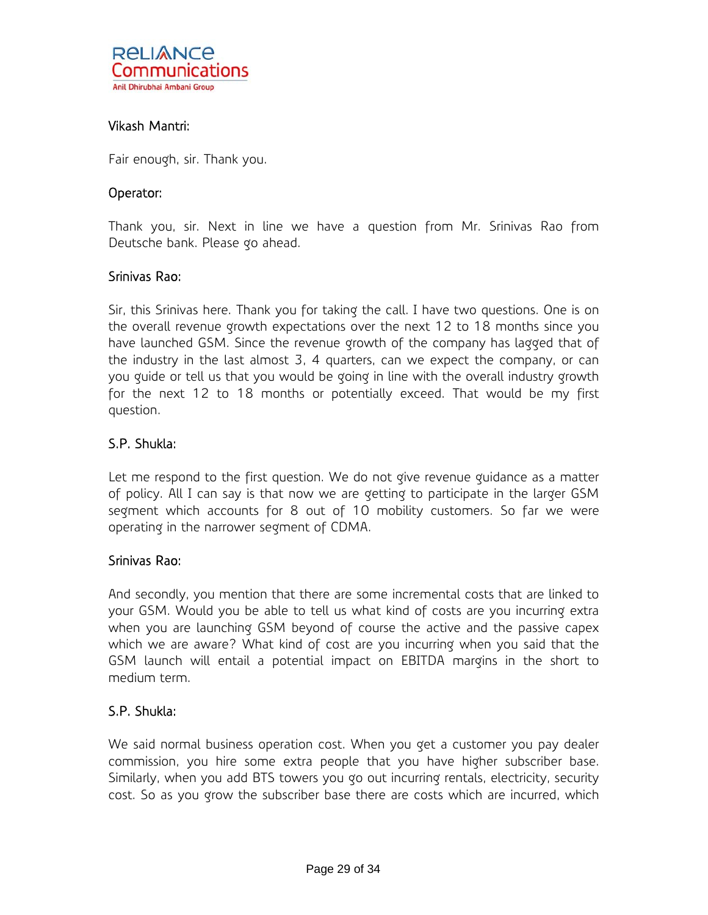**Vikash Mantri:**

Fair enough, sir. Thank you.

**Operator:**

Thank you, sir. Next in line we have a question from Mr. Srinivas Rao from Deutsche bank. Please go ahead.

**Srinivas Rao:**

Sir, this Srinivas here. Thank you for taking the call. I have two questions. One is on the overall revenue growth expectations over the next 12 to 18 months since you have launched GSM. Since the revenue growth of the company has lagged that of the industry in the last almost 3, 4 quarters, can we expect the company, or can you guide or tell us that you would be going in line with the overall industry growth for the next 12 to 18 months or potentially exceed. That would be my first question.

**S.P. Shukla:**

Let me respond to the first question. We do not give revenue guidance as a matter of policy. All I can say is that now we are getting to participate in the larger GSM segment which accounts for 8 out of 10 mobility customers. So far we were operating in the narrower segment of CDMA.

**Srinivas Rao:**

And secondly, you mention that there are some incremental costs that are linked to your GSM. Would you be able to tell us what kind of costs are you incurring extra when you are launching GSM beyond of course the active and the passive capex which we are aware? What kind of cost are you incurring when you said that the GSM launch will entail a potential impact on EBITDA margins in the short to medium term.

**S.P. Shukla:**

We said normal business operation cost. When you get a customer you pay dealer commission, you hire some extra people that you have higher subscriber base. Similarly, when you add BTS towers you go out incurring rentals, electricity, security cost. So as you grow the subscriber base there are costs which are incurred, which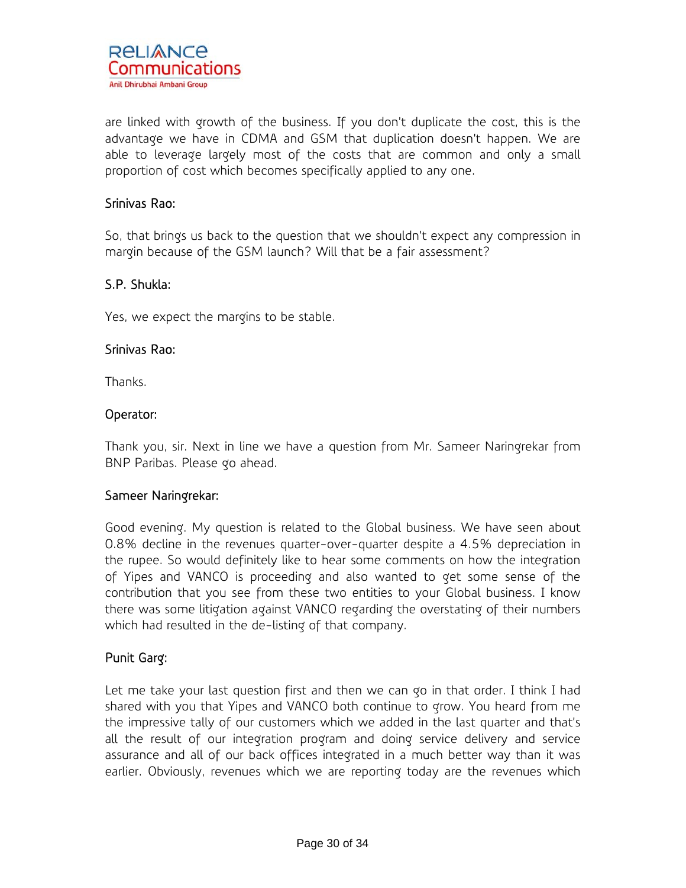are linked with growth of the business. If you don't duplicate the cost, this is the advantage we have in CDMA and GSM that duplication doesn't happen. We are able to leverage largely most of the costs that are common and only a small proportion of cost which becomes specifically applied to any one.

**Srinivas Rao:**

So, that brings us back to the question that we shouldn't expect any compression in margin because of the GSM launch? Will that be a fair assessment?

**S.P. Shukla:**

Yes, we expect the margins to be stable.

**Srinivas Rao:**

Thanks.

**Operator:**

Thank you, sir. Next in line we have a question from Mr. Sameer Naringrekar from BNP Paribas. Please go ahead.

**Sameer Naringrekar:**

Good evening. My question is related to the Global business. We have seen about 0.8% decline in the revenues quarter-over-quarter despite a 4.5% depreciation in the rupee. So would definitely like to hear some comments on how the integration of Yipes and VANCO is proceeding and also wanted to get some sense of the contribution that you see from these two entities to your Global business. I know there was some litigation against VANCO regarding the overstating of their numbers which had resulted in the de-listing of that company.

**Punit Garg:**

Let me take your last question first and then we can go in that order. I think I had shared with you that Yipes and VANCO both continue to grow. You heard from me the impressive tally of our customers which we added in the last quarter and that's all the result of our integration program and doing service delivery and service assurance and all of our back offices integrated in a much better way than it was earlier. Obviously, revenues which we are reporting today are the revenues which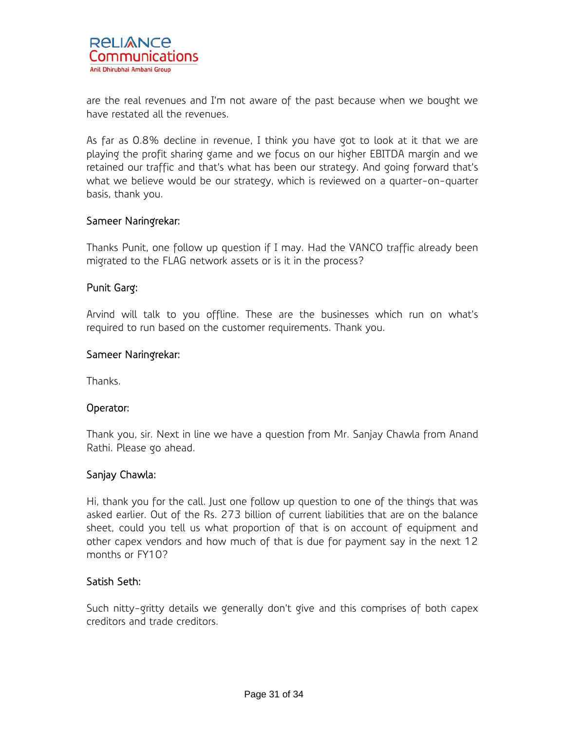are the real revenues and I'm not aware of the past because when we bought we have restated all the revenues.

As far as 0.8% decline in revenue, I think you have got to look at it that we are playing the profit sharing game and we focus on our higher EBITDA margin and we retained our traffic and that's what has been our strategy. And going forward that's what we believe would be our strategy, which is reviewed on a quarter-on-quarter basis, thank you.

Sameer Naringrekar:

Thanks Punit, one follow up question if I may. Had the VANCO traffic already been migrated to the FLAG network assets or is it in the process?

Punit Garg:

Arvind will talk to you offline. These are the businesses which run on what's required to run based on the customer requirements. Thank you.

Sameer Naringrekar:

Thanks.

Operator:

Thank you, sir. Next in line we have a question from Mr. Sanjay Chawla from Anand Rathi. Please go ahead.

Sanjay Chawla:

Hi, thank you for the call. Just one follow up question to one of the things that was asked earlier. Out of the Rs. 273 billion of current liabilities that are on the balance sheet, could you tell us what proportion of that is on account of equipment and other capex vendors and how much of that is due for payment say in the next 12 months or FY10?

Satish Seth:

Such nitty-gritty details we generally don't give and this comprises of both capex creditors and trade creditors.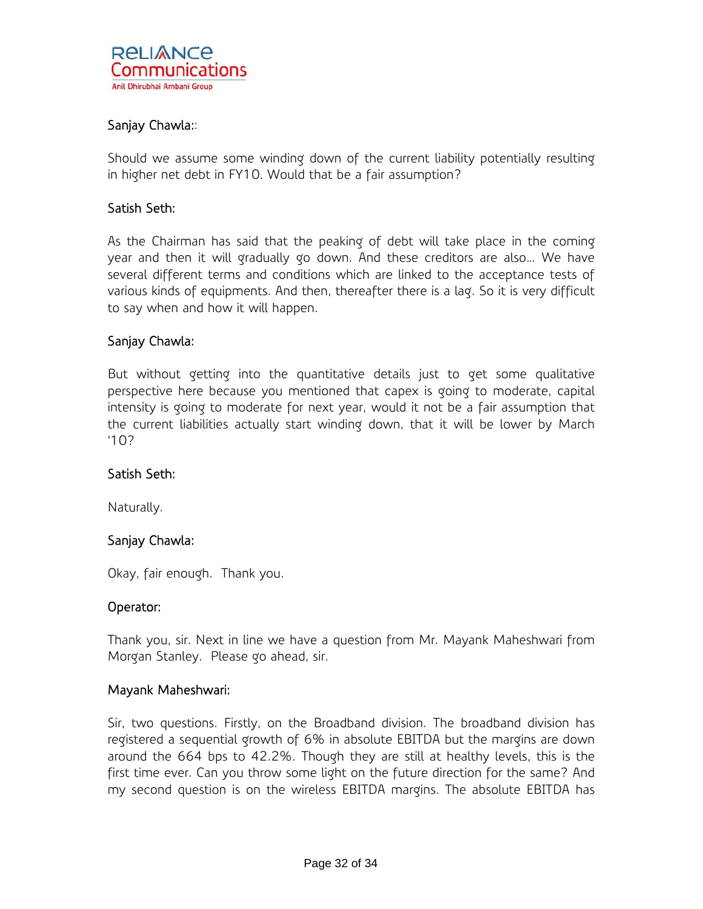**Sanjay Chawla::**

Should we assume some winding down of the current liability potentially resulting in higher net debt in FY10. Would that be a fair assumption?

**Satish Seth:**

As the Chairman has said that the peaking of debt will take place in the coming year and then it will gradually go down. And these creditors are also... We have several different terms and conditions which are linked to the acceptance tests of various kinds of equipments. And then, thereafter there is a lag. So it is very difficult to say when and how it will happen.

**Sanjay Chawla:**

But without getting into the quantitative details just to get some qualitative perspective here because you mentioned that capex is going to moderate, capital intensity is going to moderate for next year, would it not be a fair assumption that the current liabilities actually start winding down, that it will be lower by March '10?

**Satish Seth:**

Naturally.

**Sanjay Chawla:**

Okay, fair enough. Thank you.

**Operator:**

Thank you, sir. Next in line we have a question from Mr. Mayank Maheshwari from Morgan Stanley. Please go ahead, sir.

**Mayank Maheshwari:**

Sir, two questions. Firstly, on the Broadband division. The broadband division has registered a sequential growth of 6% in absolute EBITDA but the margins are down around the 664 bps to 42.2%. Though they are still at healthy levels, this is the first time ever. Can you throw some light on the future direction for the same? And my second question is on the wireless EBITDA margins. The absolute EBITDA has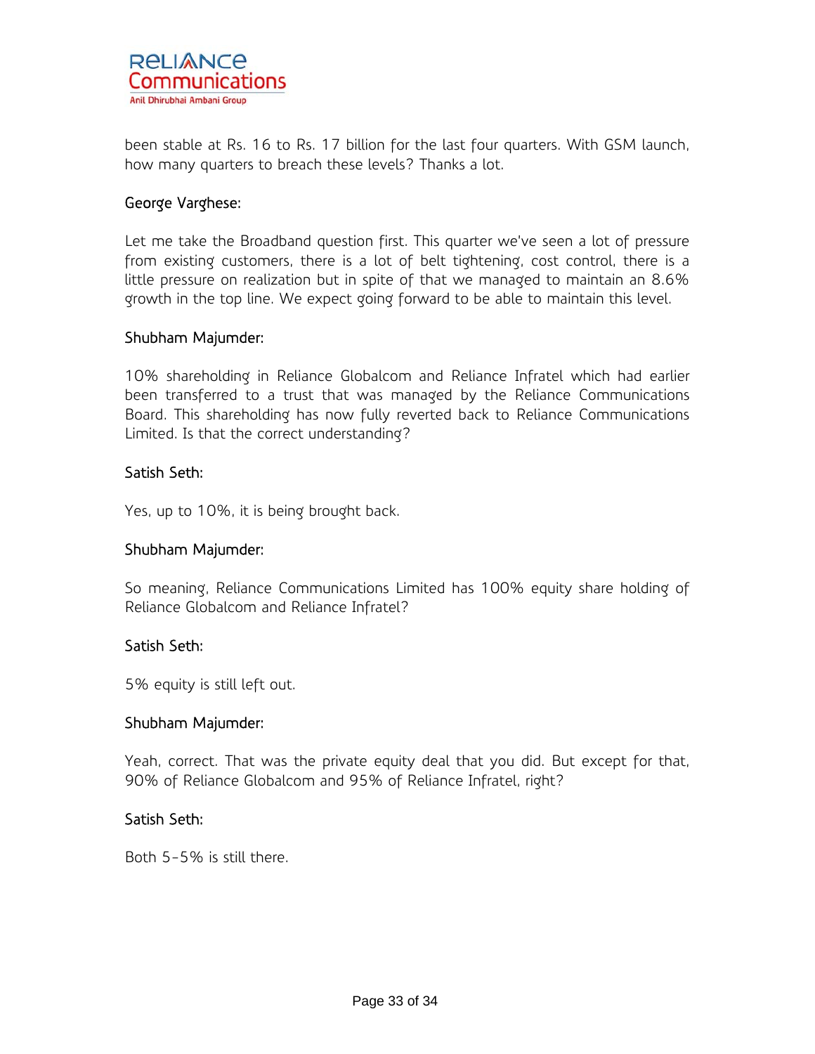been stable at Rs. 16 to Rs. 17 billion for the last four quarters. With GSM launch, how many quarters to breach these levels? Thanks a lot.

**George Varghese:**

Let me take the Broadband question first. This quarter we've seen a lot of pressure from existing customers, there is a lot of belt tightening, cost control, there is a little pressure on realization but in spite of that we managed to maintain an 8.6% growth in the top line. We expect going forward to be able to maintain this level.

**Shubham Majumder:**

10% shareholding in Reliance Globalcom and Reliance Infratel which had earlier been transferred to a trust that was managed by the Reliance Communications Board. This shareholding has now fully reverted back to Reliance Communications Limited. Is that the correct understanding?

**Satish Seth:**

Yes, up to 10%, it is being brought back.

**Shubham Majumder:**

So meaning, Reliance Communications Limited has 100% equity share holding of Reliance Globalcom and Reliance Infratel?

**Satish Seth:**

5% equity is still left out.

**Shubham Majumder:**

Yeah, correct. That was the private equity deal that you did. But except for that, 90% of Reliance Globalcom and 95% of Reliance Infratel, right?

**Satish Seth:**

Both 5-5% is still there.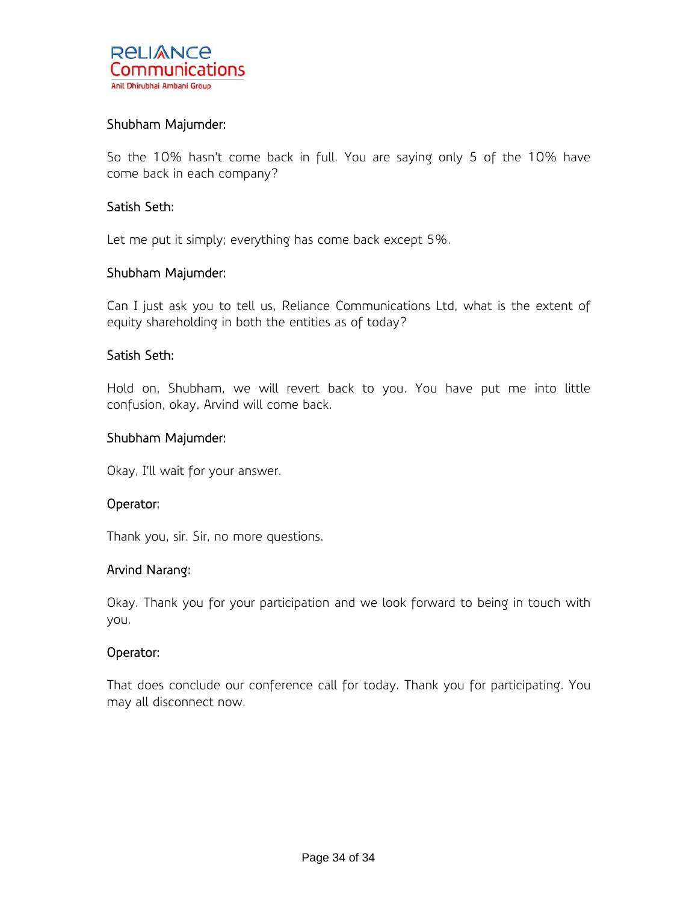Shubham Majumder:

So the 10% hasn't come back in full. You are saying only 5 of the 10% have come back in each company?

Satish Seth:

Let me put it simply; everything has come back except 5%.

Shubham Majumder:

Can I just ask you to tell us, Reliance Communications Ltd, what is the extent of equity shareholding in both the entities as of today?

Satish Seth:

Hold on, Shubham, we will revert back to you. You have put me into little confusion, okay. Arvind will come back.

Shubham Majumder:

Okay, I'll wait for your answer.

Operator:

Thank you, sir. Sir, no more questions.

Arvind Narang:

Okay. Thank you for your participation and we look forward to being in touch with you.

Operator:

That does conclude our conference call for today. Thank you for participating. You may all disconnect now.